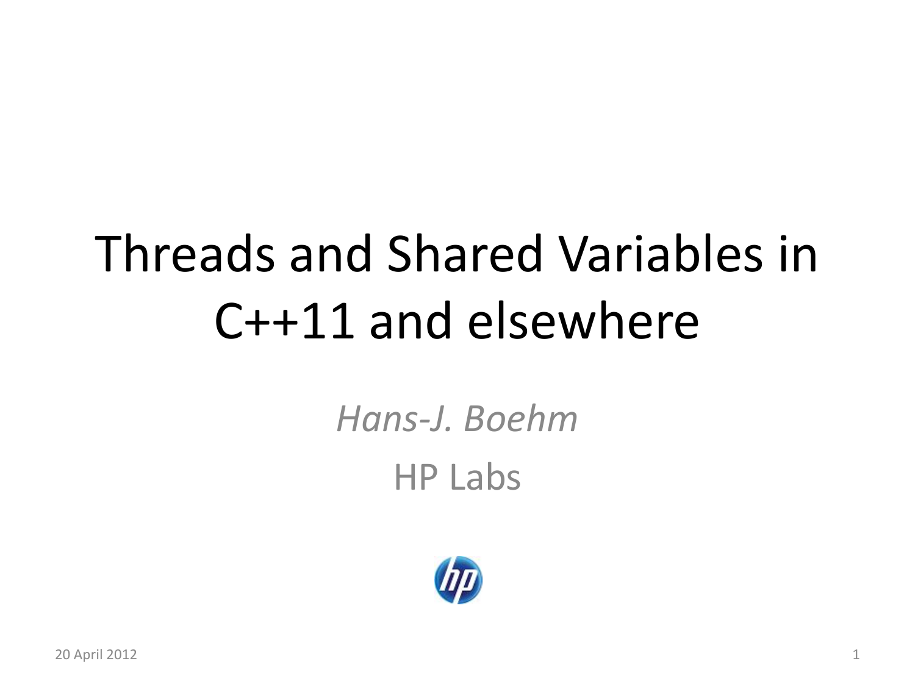# Threads and Shared Variables in C++11 and elsewhere

*Hans-J. Boehm*

HP Labs

20 April 2012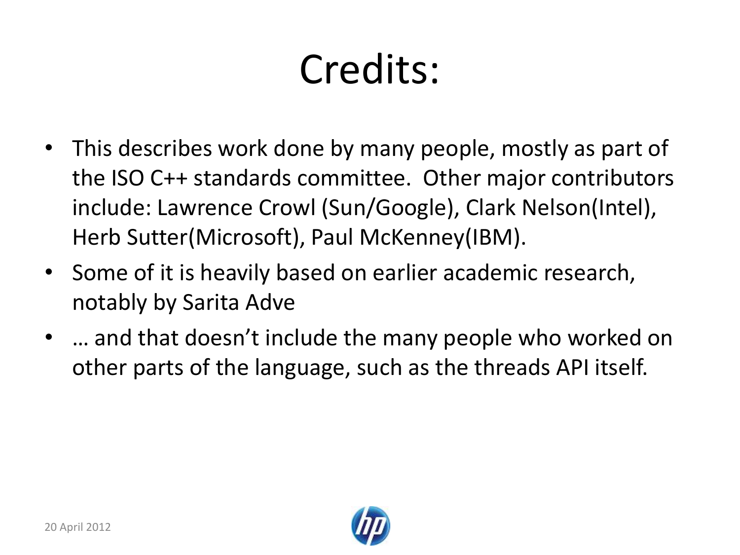# Credits:

- This describes work done by many people, mostly as part of the ISO C++ standards committee. Other major contributors include: Lawrence Crowl (Sun/Google), Clark Nelson(Intel), Herb Sutter(Microsoft), Paul McKenney(IBM).
- Some of it is heavily based on earlier academic research, notably by Sarita Adve
- … and that doesn't include the many people who worked on other parts of the language, such as the threads API itself.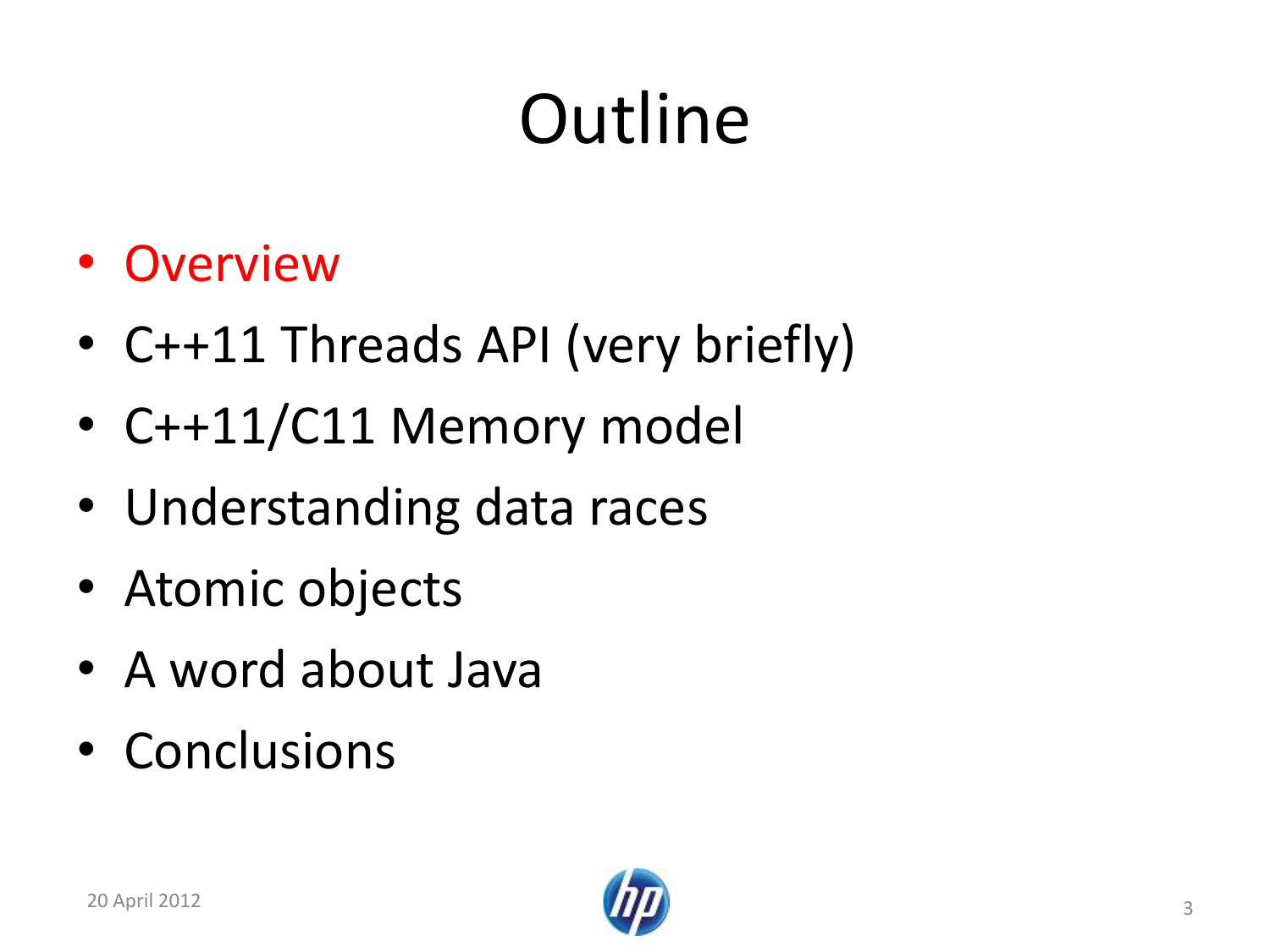# Outline

- Overview
- C++11 Threads API (very briefly)
- C++11/C11 Memory model
- Understanding data races
- Atomic objects
- A word about Java
- Conclusions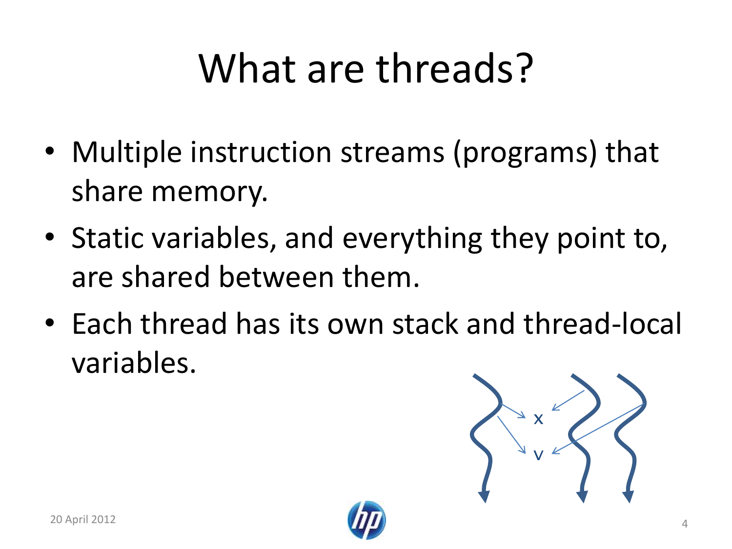# What are threads?

- Multiple instruction streams (programs) that share memory.
- Static variables, and everything they point to, are shared between them.
- Each thread has its own stack and thread-local variables.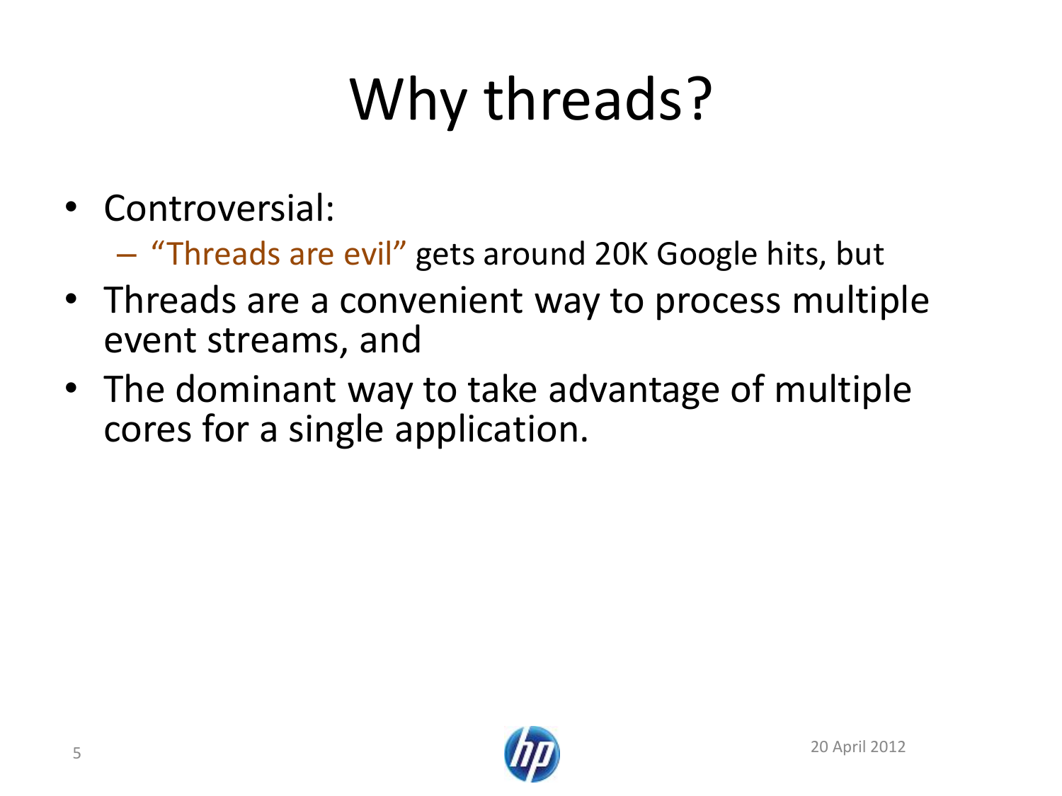# Why threads?

- Controversial:
  - "Threads are evil" gets around 20K Google hits, but
- Threads are a convenient way to process multiple event streams, and
- The dominant way to take advantage of multiple cores for a single application.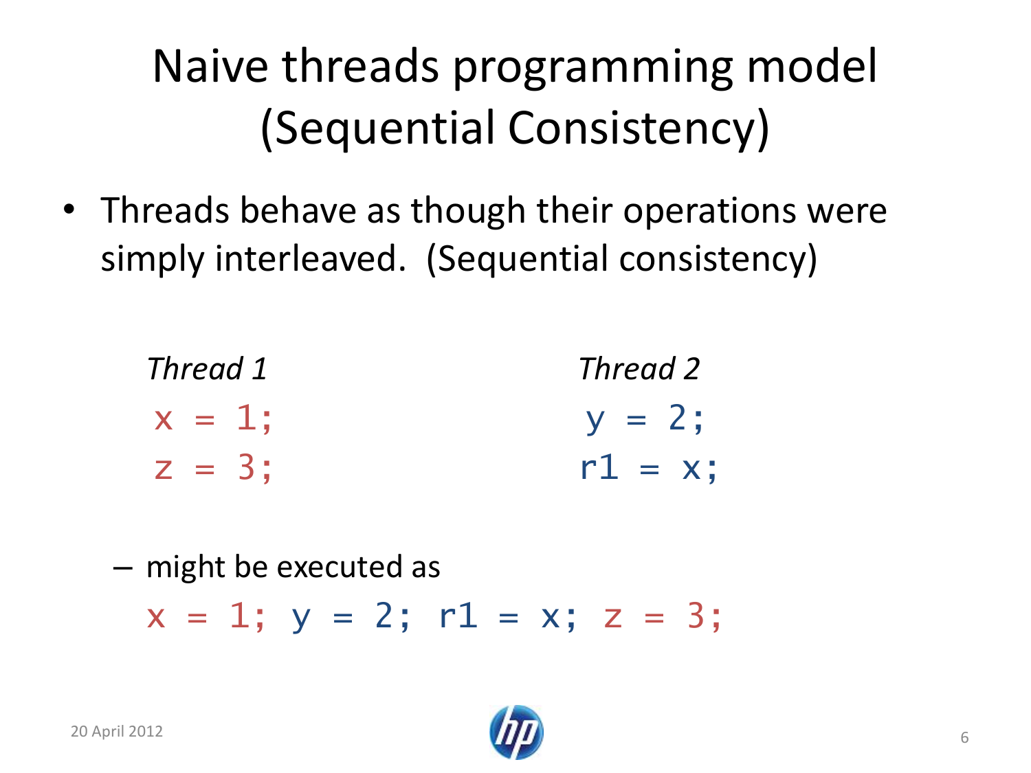# Naive threads programming model (Sequential Consistency)

- Threads behave as though their operations were simply interleaved. (Sequential consistency)

*Thread 1*

```
x = 1;
z = 3;
```

*Thread 2*

```
y = 2;
r1 = x;
```

  - might be executed as

```
x = 1; y = 2; r1 = x; z = 3;
```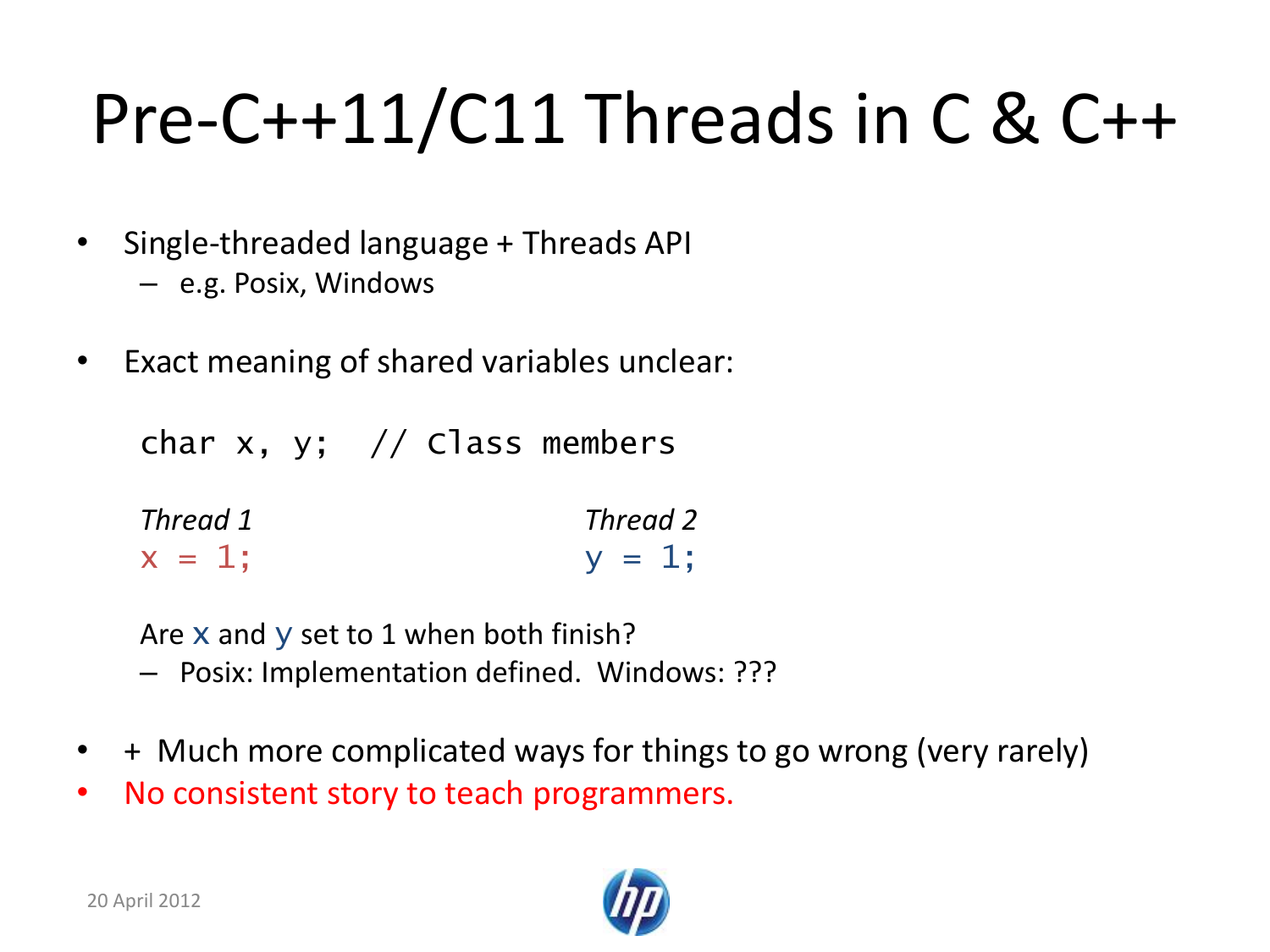# Pre-C++11/C11 Threads in C & C++

- Single-threaded language + Threads API
  - e.g. Posix, Windows
- Exact meaning of shared variables unclear:

```
char x, y;  // Class members
```

| *Thread 1* | *Thread 2* |
|---|---|
| `x = 1;` | `y = 1;` |

Are x and y set to 1 when both finish?

- Posix: Implementation defined. Windows: ???

- \+ Much more complicated ways for things to go wrong (very rarely)
- No consistent story to teach programmers.

20 April 2012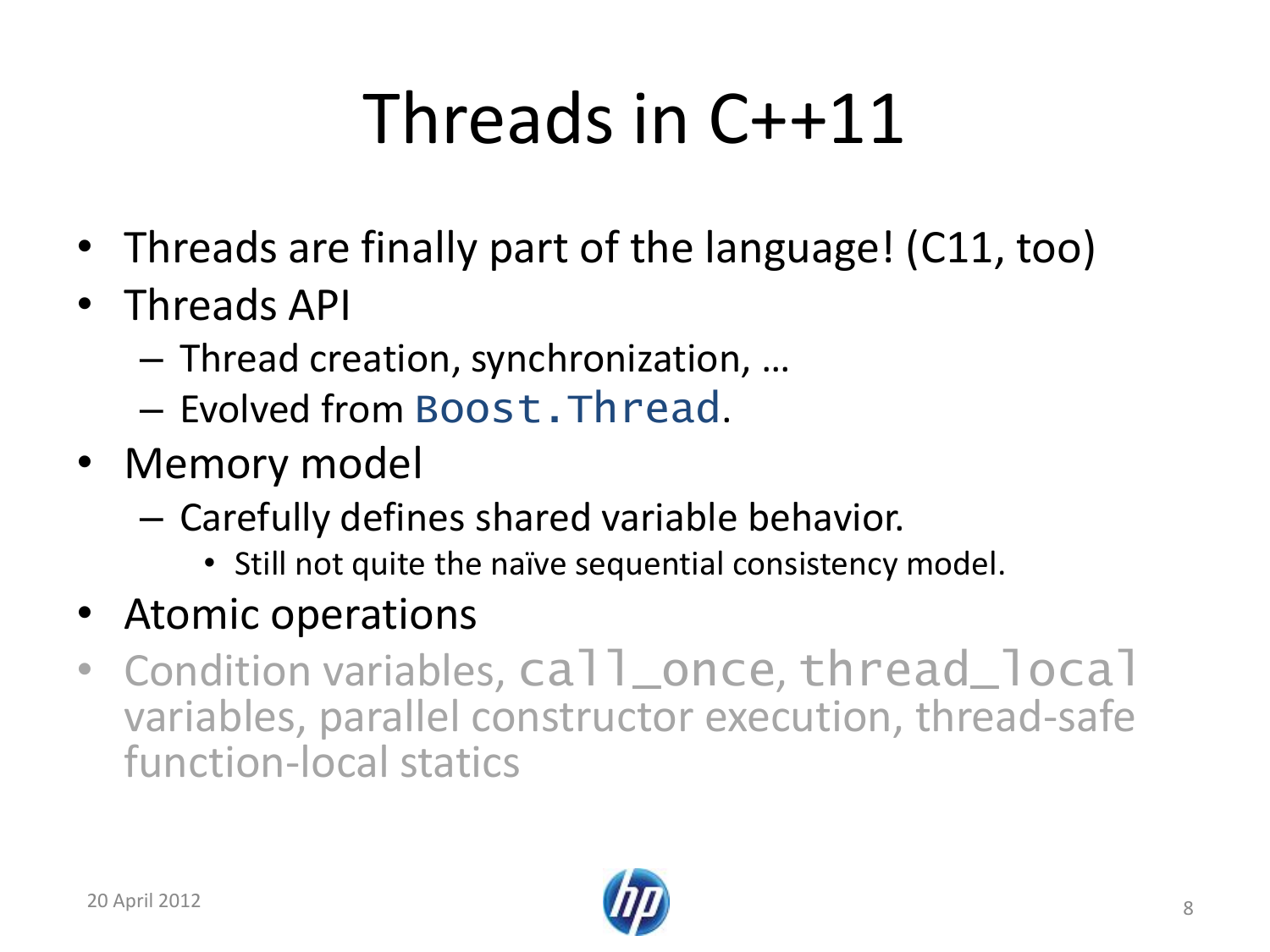# Threads in C++11

- Threads are finally part of the language! (C11, too)
- Threads API
  - Thread creation, synchronization, …
  - Evolved from `Boost.Thread`.
- Memory model
  - Carefully defines shared variable behavior.
    - Still not quite the naïve sequential consistency model.
- Atomic operations
- Condition variables, `call_once`, `thread_local` variables, parallel constructor execution, thread-safe function-local statics

20 April 2012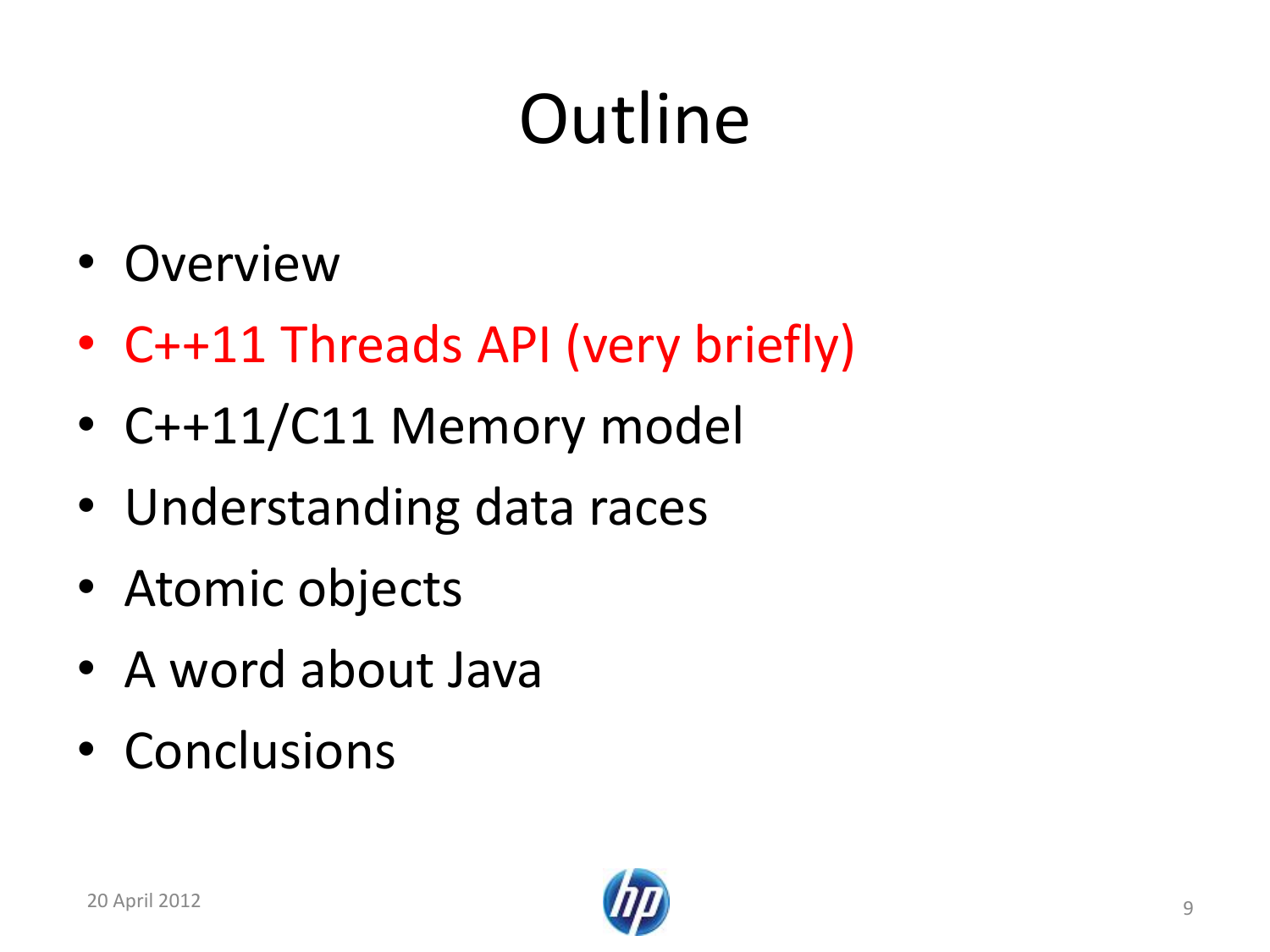# Outline

- Overview
- C++11 Threads API (very briefly)
- C++11/C11 Memory model
- Understanding data races
- Atomic objects
- A word about Java
- Conclusions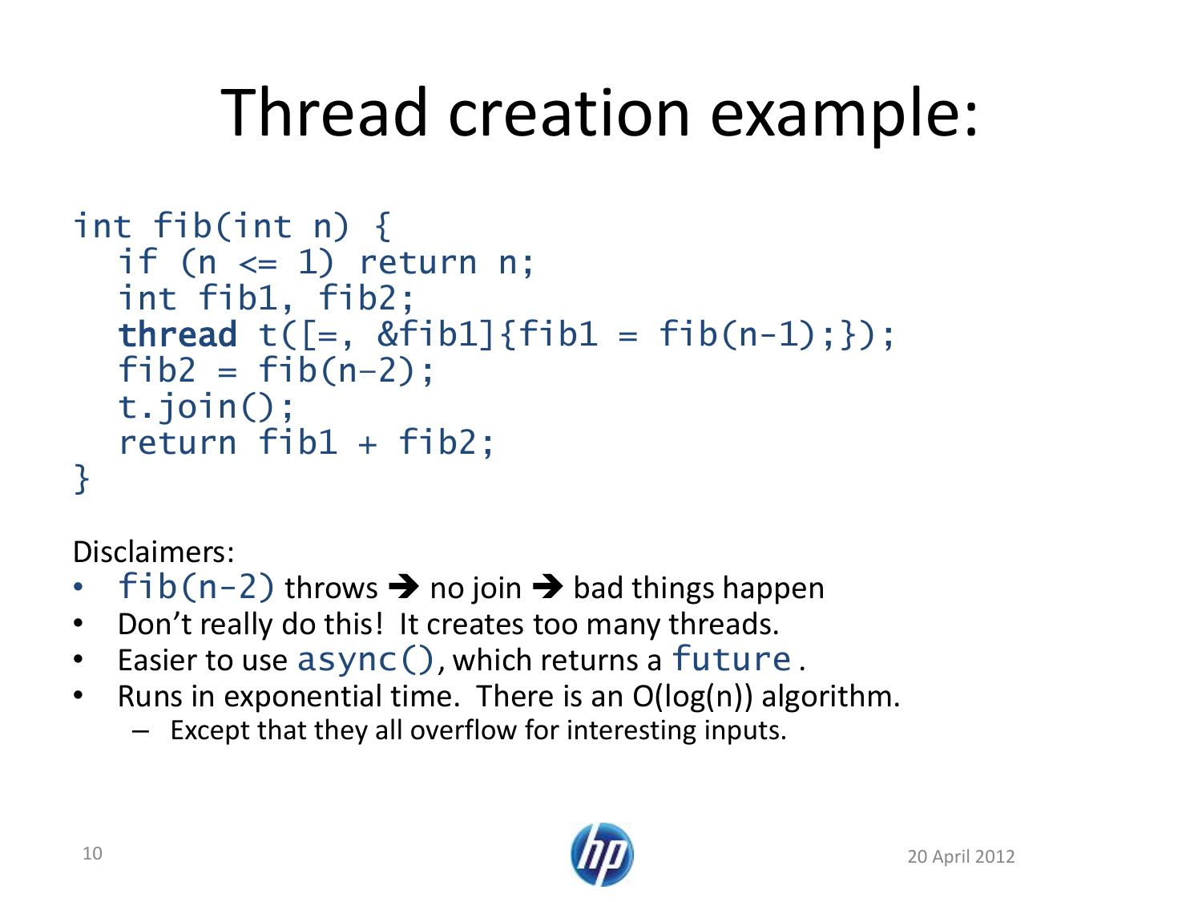# Thread creation example:

```
int fib(int n) {
  if (n <= 1) return n;
  int fib1, fib2;
  thread t([=, &fib1]{fib1 = fib(n-1);});
  fib2 = fib(n-2);
  t.join();
  return fib1 + fib2;
}
```

Disclaimers:

- `fib(n-2)` throws ➔ no join ➔ bad things happen
- Don’t really do this! It creates too many threads.
- Easier to use `async()`, which returns a `future`.
- Runs in exponential time. There is an O(log(n)) algorithm.
  - Except that they all overflow for interesting inputs.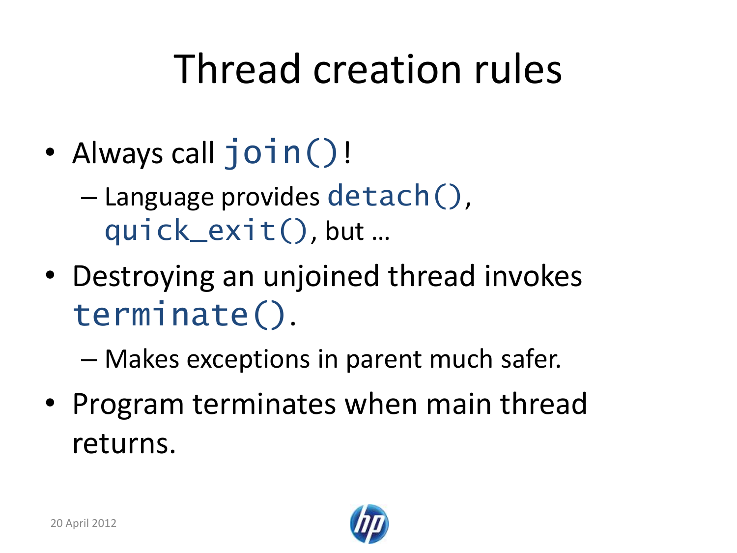# Thread creation rules

- Always call `join()`!
  - Language provides `detach()`, `quick_exit()`, but …
- Destroying an unjoined thread invokes `terminate()`.
  - Makes exceptions in parent much safer.
- Program terminates when main thread returns.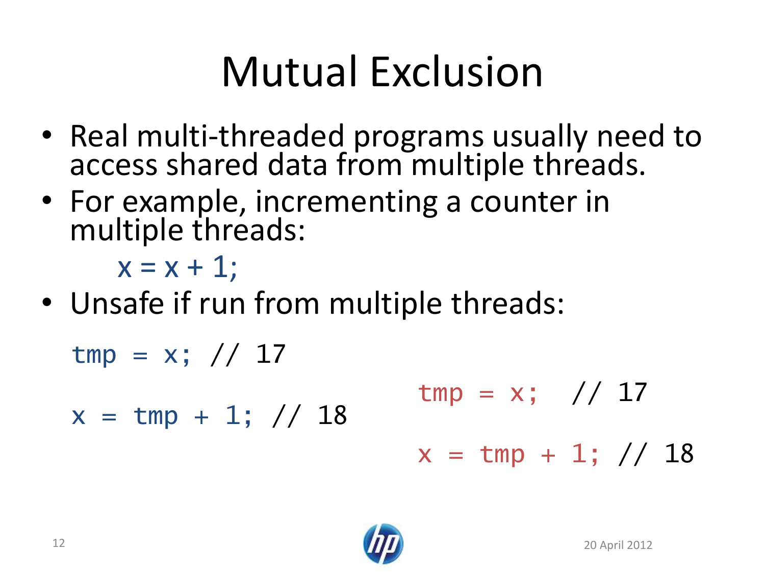# Mutual Exclusion

- Real multi-threaded programs usually need to access shared data from multiple threads.
- For example, incrementing a counter in multiple threads:

```
x = x + 1;
```

- Unsafe if run from multiple threads:

```
tmp = x; // 17
x = tmp + 1; // 18
```

```
tmp = x;  // 17
x = tmp + 1; // 18
```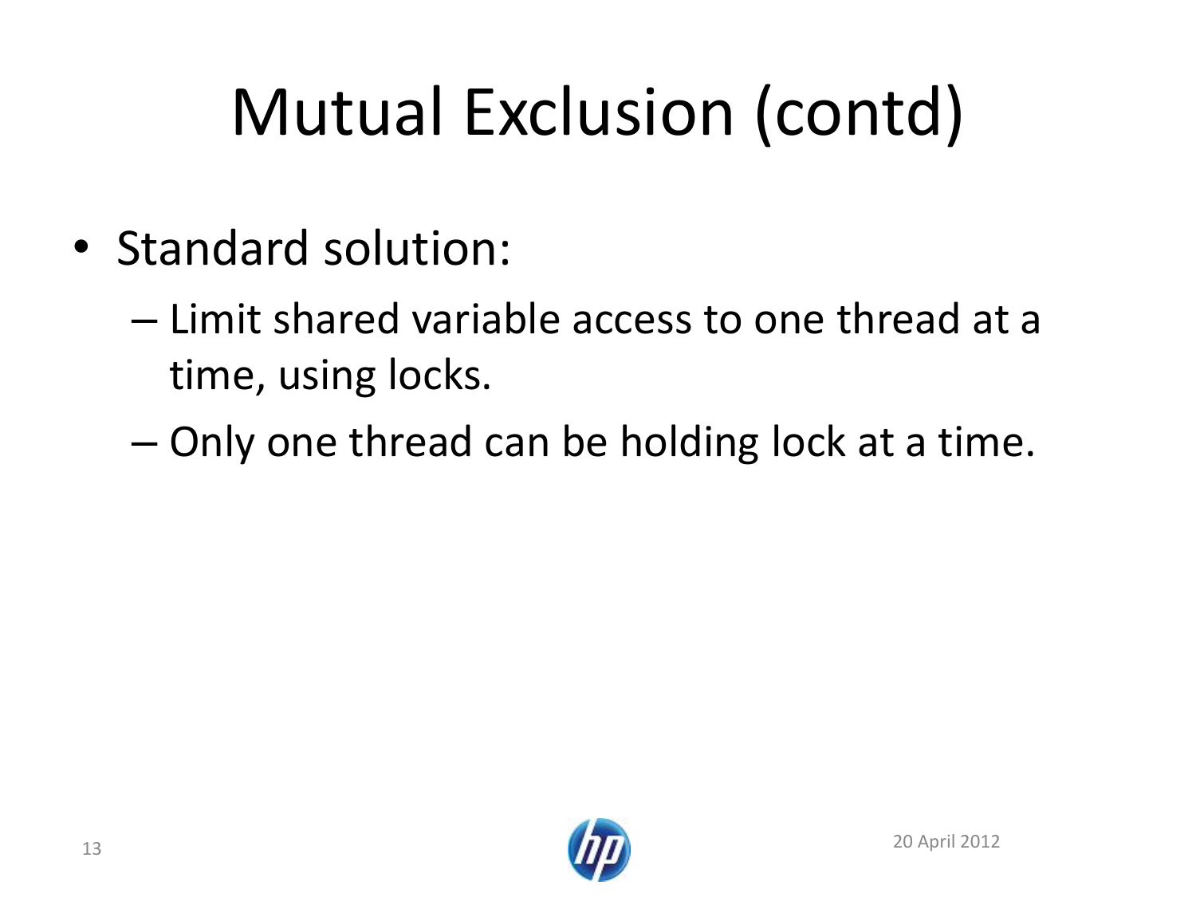# Mutual Exclusion (contd)

- Standard solution:
  - Limit shared variable access to one thread at a time, using locks.
  - Only one thread can be holding lock at a time.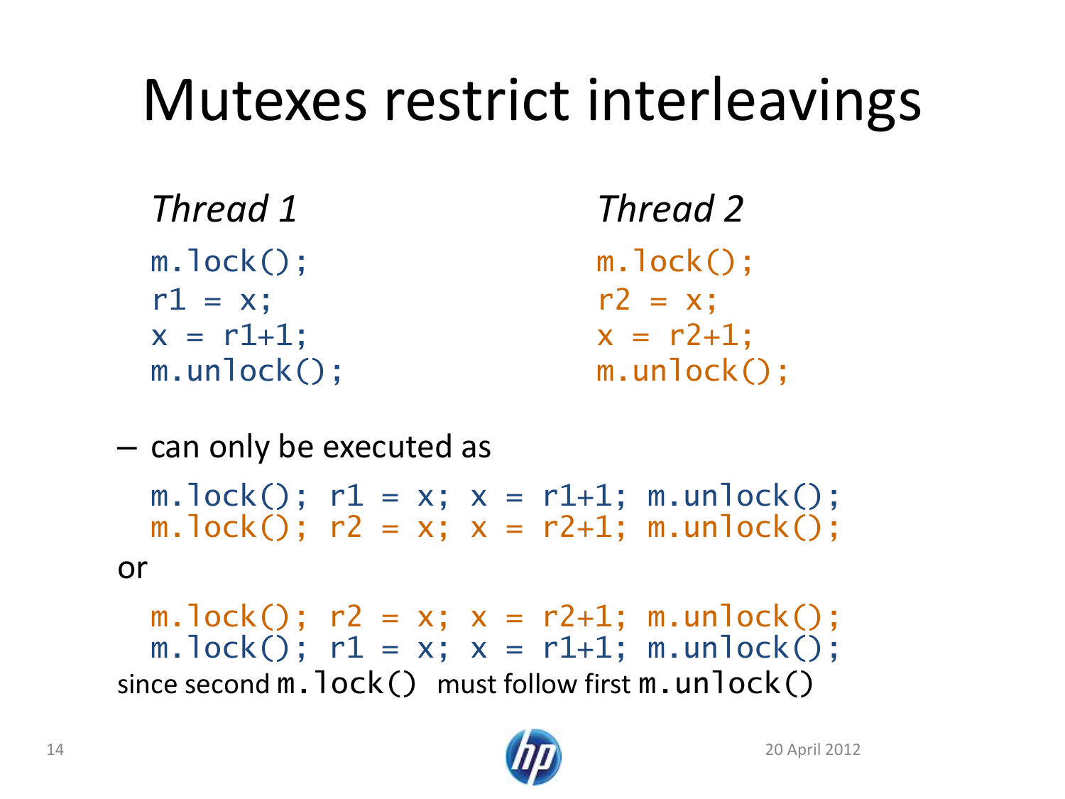# Mutexes restrict interleavings

*Thread 1*

```
m.lock();
r1 = x;
x = r1+1;
m.unlock();
```

*Thread 2*

```
m.lock();
r2 = x;
x = r2+1;
m.unlock();
```

– can only be executed as

```
m.lock(); r1 = x; x = r1+1; m.unlock();
m.lock(); r2 = x; x = r2+1; m.unlock();
```

or

```
m.lock(); r2 = x; x = r2+1; m.unlock();
m.lock(); r1 = x; x = r1+1; m.unlock();
```

since second `m.lock()` must follow first `m.unlock()`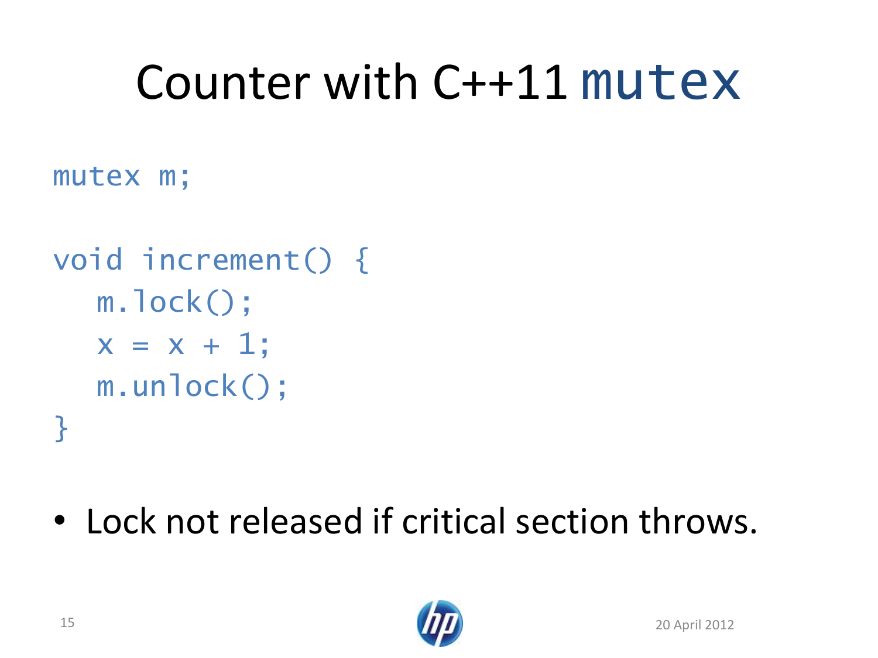# Counter with C++11 `mutex`

```
mutex m;

void increment() {
   m.lock();
   x = x + 1;
   m.unlock();
}
```

- Lock not released if critical section throws.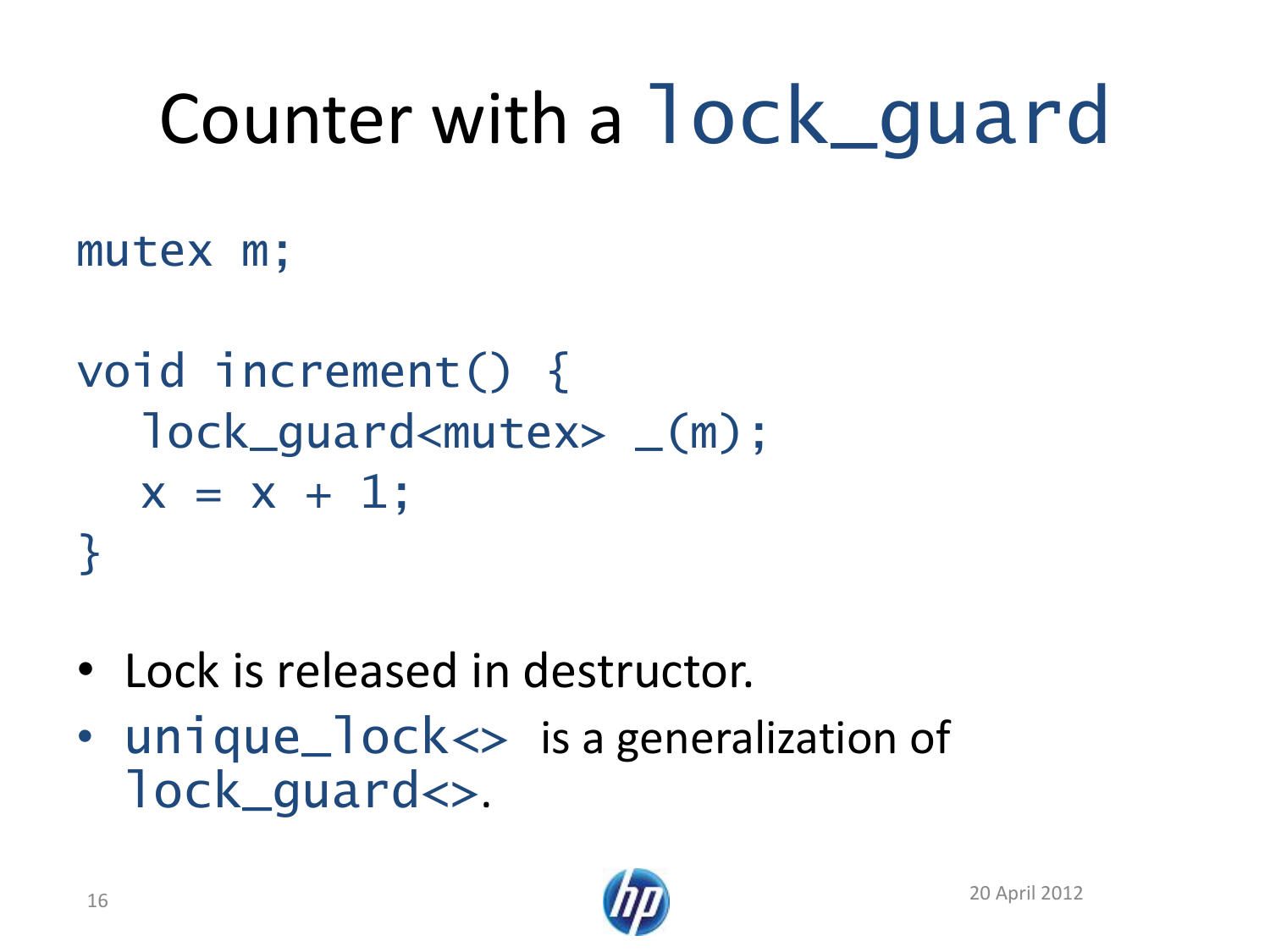# Counter with a `lock_guard`

```
mutex m;

void increment() {
  lock_guard<mutex> _(m);
  x = x + 1;
}
```

- Lock is released in destructor.
- `unique_lock<>` is a generalization of `lock_guard<>`.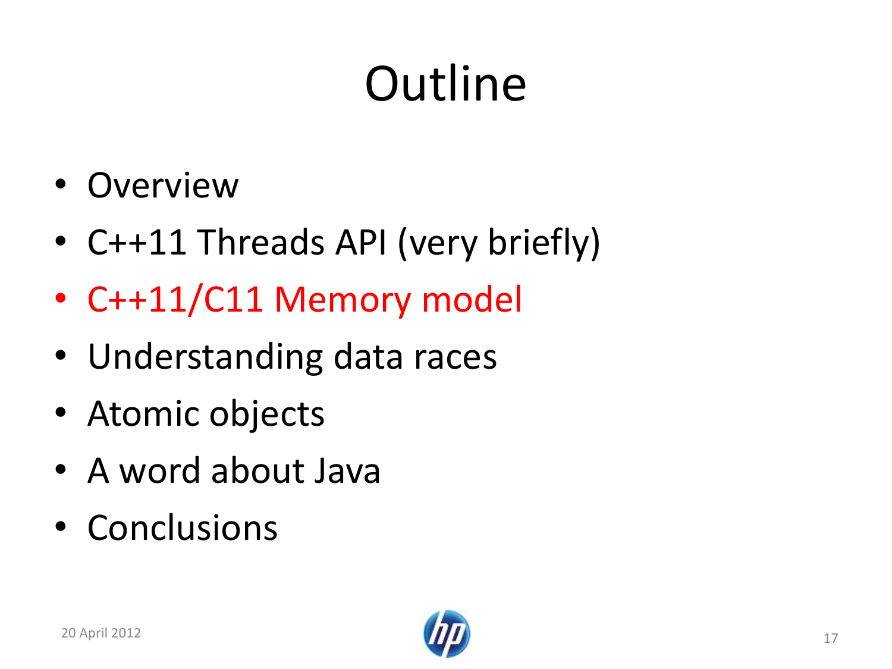# Outline

- Overview
- C++11 Threads API (very briefly)
- C++11/C11 Memory model
- Understanding data races
- Atomic objects
- A word about Java
- Conclusions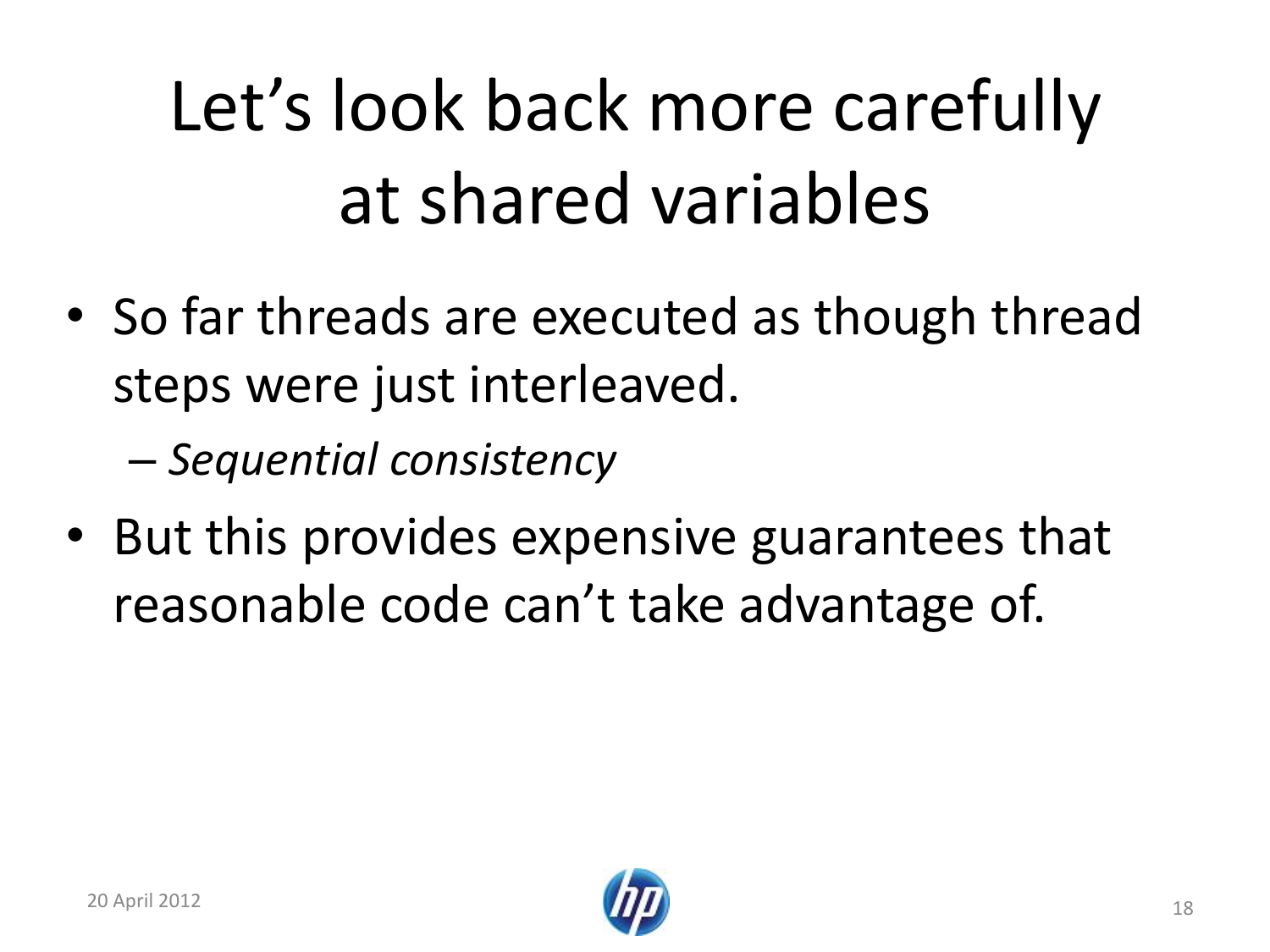# Let’s look back more carefully at shared variables

- So far threads are executed as though thread steps were just interleaved.
  - *Sequential consistency*
- But this provides expensive guarantees that reasonable code can’t take advantage of.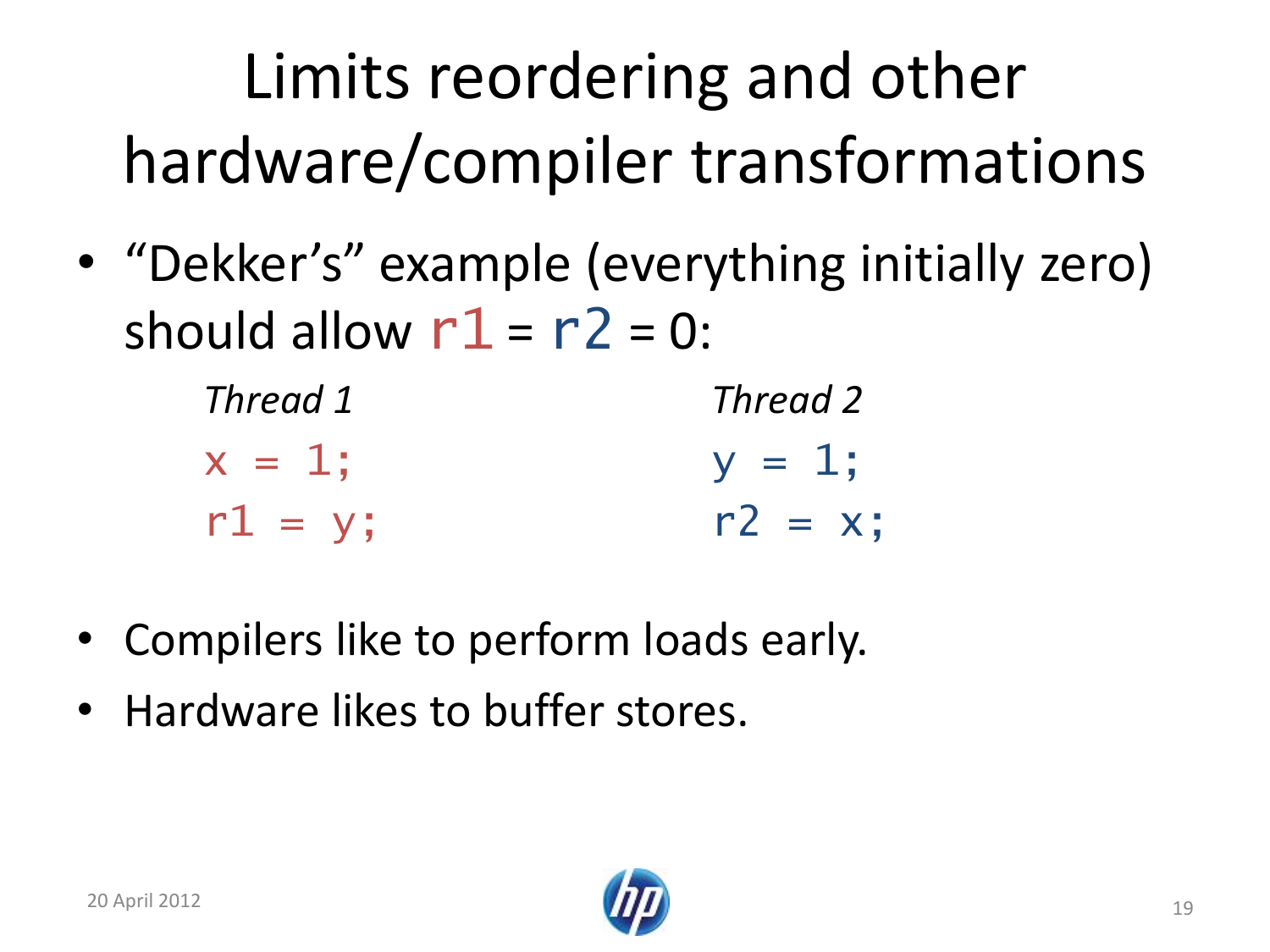# Limits reordering and other hardware/compiler transformations

- "Dekker's" example (everything initially zero) should allow `r1` = `r2` = 0:

| *Thread 1* | *Thread 2* |
| --- | --- |
| `x = 1;` | `y = 1;` |
| `r1 = y;` | `r2 = x;` |

- Compilers like to perform loads early.
- Hardware likes to buffer stores.

20 April 2012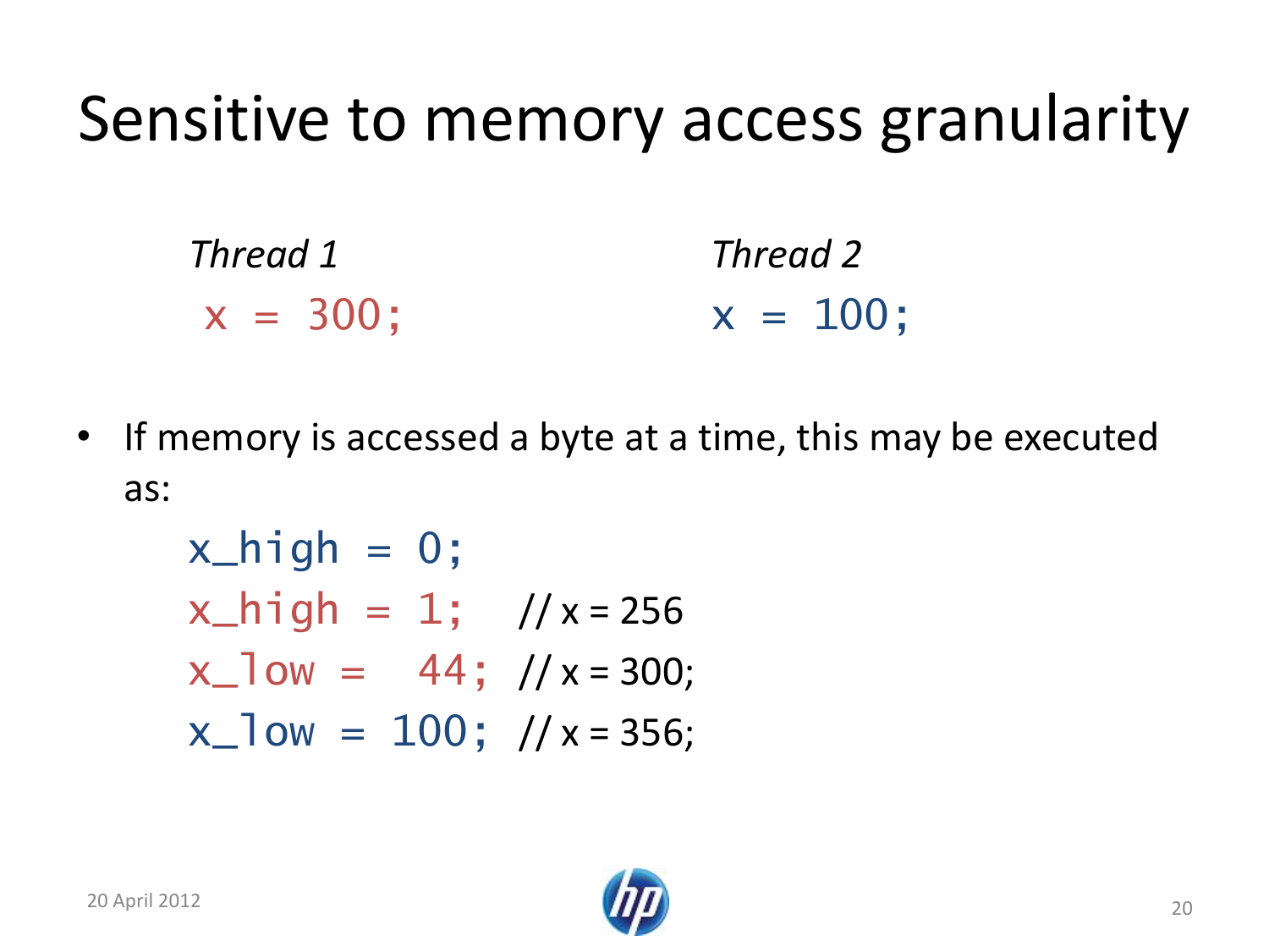# Sensitive to memory access granularity

*Thread 1*

```
x = 300;
```

*Thread 2*

```
x = 100;
```

- If memory is accessed a byte at a time, this may be executed as:

```
x_high = 0;
x_high = 1;   // x = 256
x_low =  44;  // x = 300;
x_low = 100;  // x = 356;
```

20 April 2012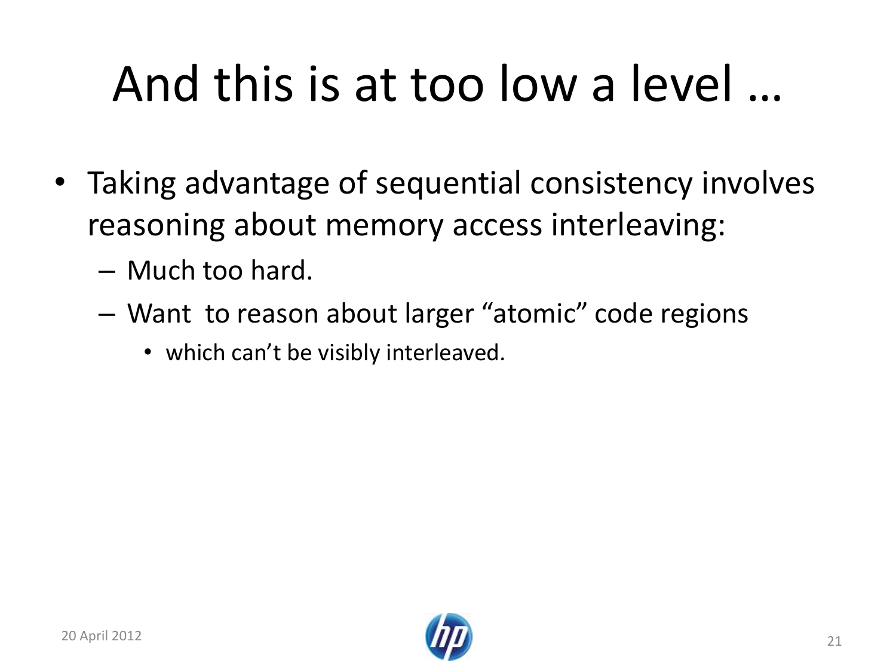# And this is at too low a level …

- Taking advantage of sequential consistency involves reasoning about memory access interleaving:
  - Much too hard.
  - Want to reason about larger “atomic” code regions
    - which can’t be visibly interleaved.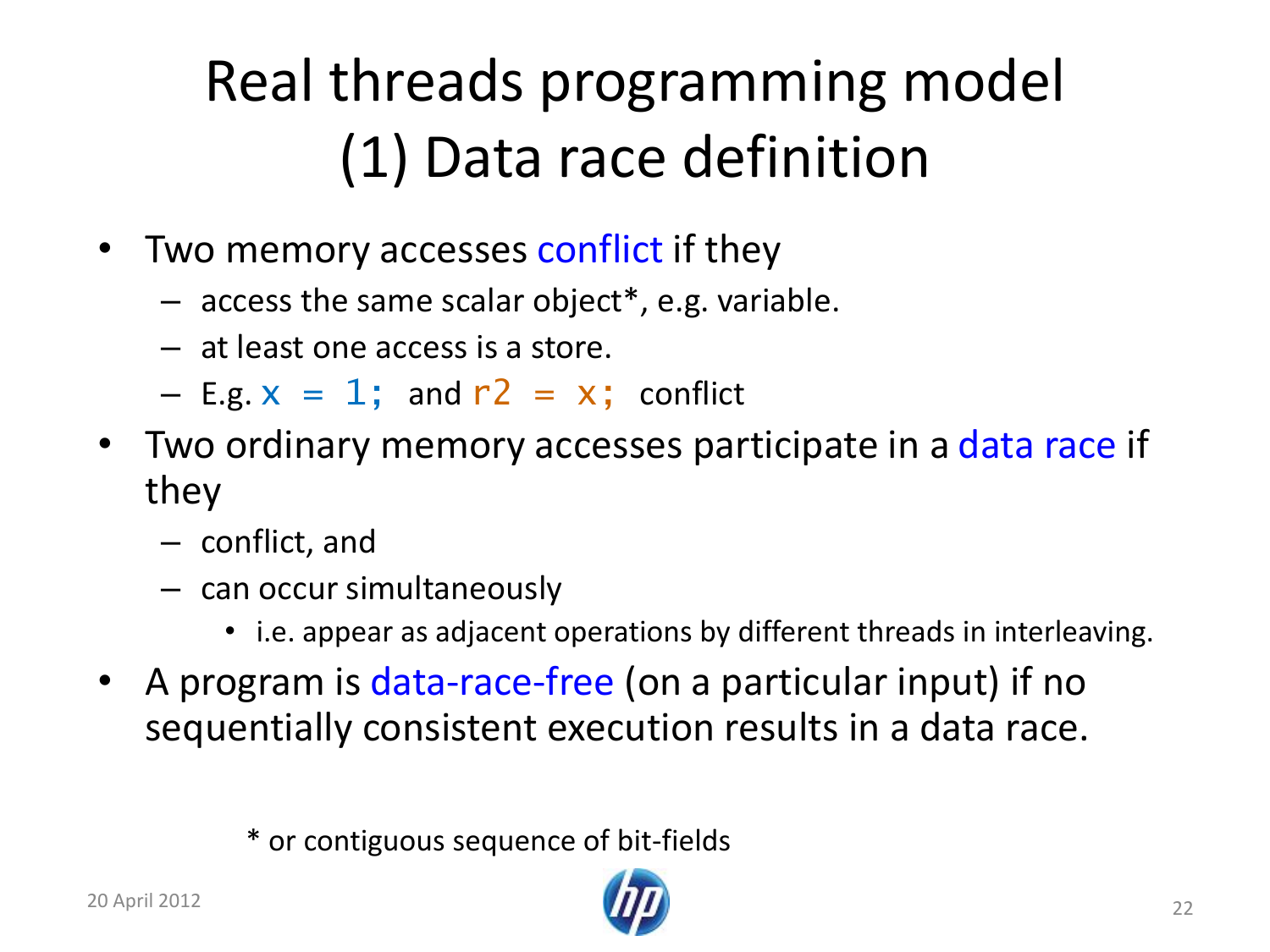# Real threads programming model (1) Data race definition

- Two memory accesses conflict if they
  - access the same scalar object*, e.g. variable.
  - at least one access is a store.
  - E.g. `x = 1;` and `r2 = x;` conflict
- Two ordinary memory accesses participate in a data race if they
  - conflict, and
  - can occur simultaneously
    - i.e. appear as adjacent operations by different threads in interleaving.
- A program is data-race-free (on a particular input) if no sequentially consistent execution results in a data race.

\* or contiguous sequence of bit-fields

20 April 2012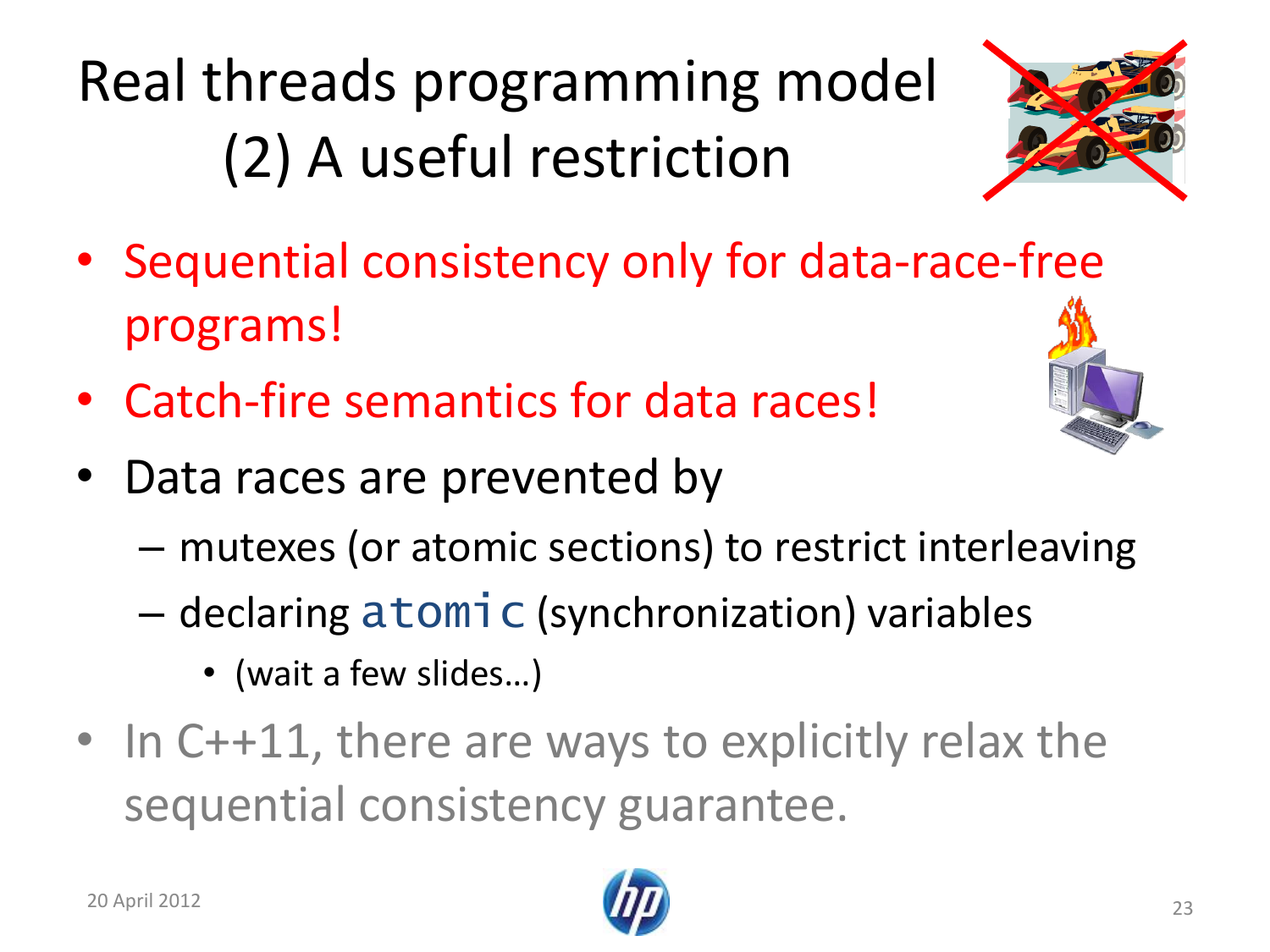# Real threads programming model (2) A useful restriction

- Sequential consistency only for data-race-free programs!
- Catch-fire semantics for data races!
- Data races are prevented by
  - mutexes (or atomic sections) to restrict interleaving
  - declaring `atomic` (synchronization) variables
    - (wait a few slides…)
- In C++11, there are ways to explicitly relax the sequential consistency guarantee.

20 April 2012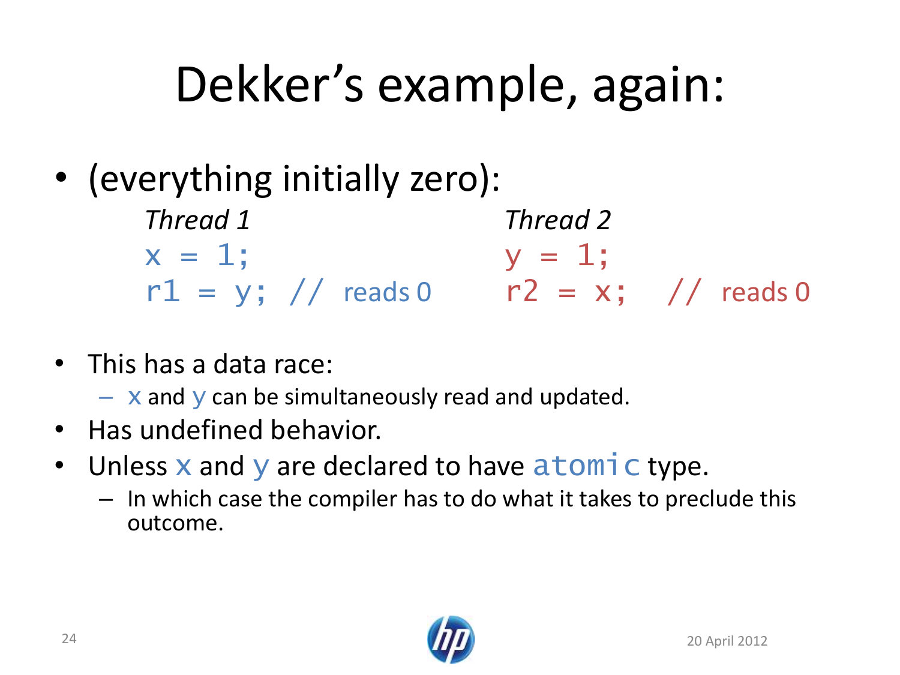# Dekker's example, again:

- (everything initially zero):

```
Thread 1                    Thread 2
x = 1;                      y = 1;
r1 = y; // reads 0          r2 = x;   // reads 0
```

- This has a data race:
  - x and y can be simultaneously read and updated.
- Has undefined behavior.
- Unless x and y are declared to have `atomic` type.
  - In which case the compiler has to do what it takes to preclude this outcome.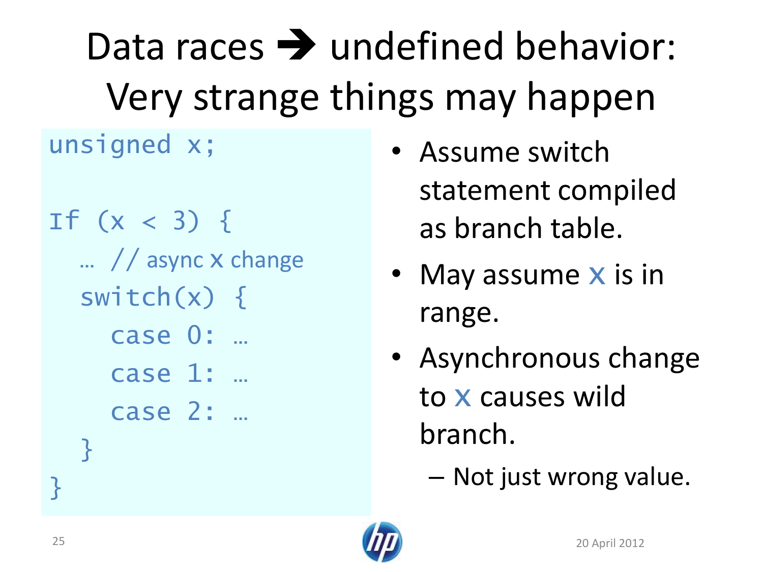# Data races → undefined behavior: Very strange things may happen

```
unsigned x;

If (x < 3) {
  … // async x change
  switch(x) {
    case 0: …
    case 1: …
    case 2: …
  }
}
```

- Assume switch statement compiled as branch table.
- May assume x is in range.
- Asynchronous change to x causes wild branch.
  - Not just wrong value.

20 April 2012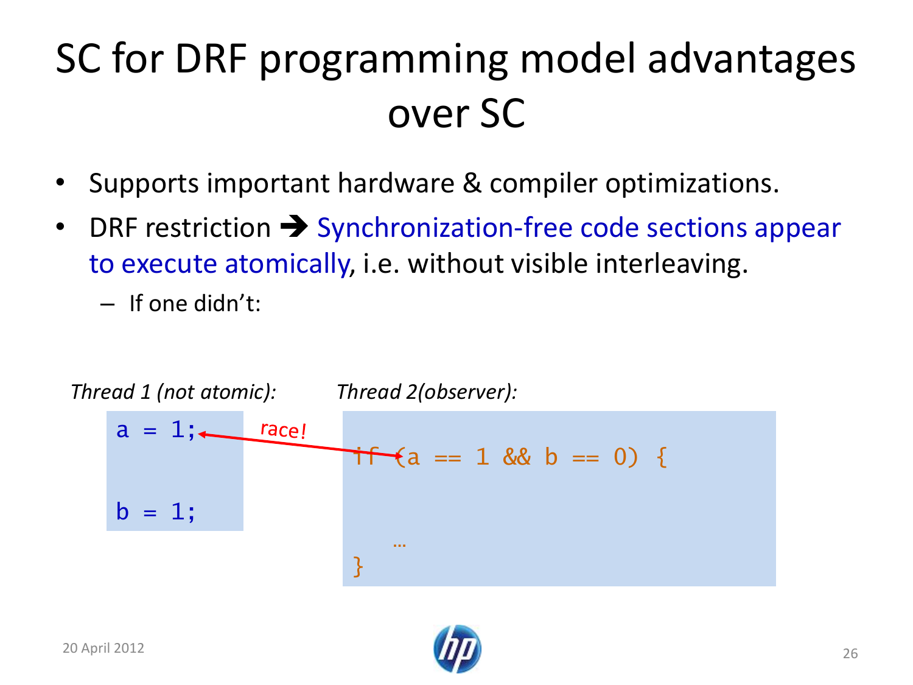# SC for DRF programming model advantages over SC

- Supports important hardware & compiler optimizations.
- DRF restriction ➔ Synchronization-free code sections appear to execute atomically, i.e. without visible interleaving.
  - If one didn't:

*Thread 1 (not atomic):*

```
a = 1;


b = 1;
```

race!

*Thread 2(observer):*

```
if (a == 1 && b == 0) {

      …
}
```

20 April 2012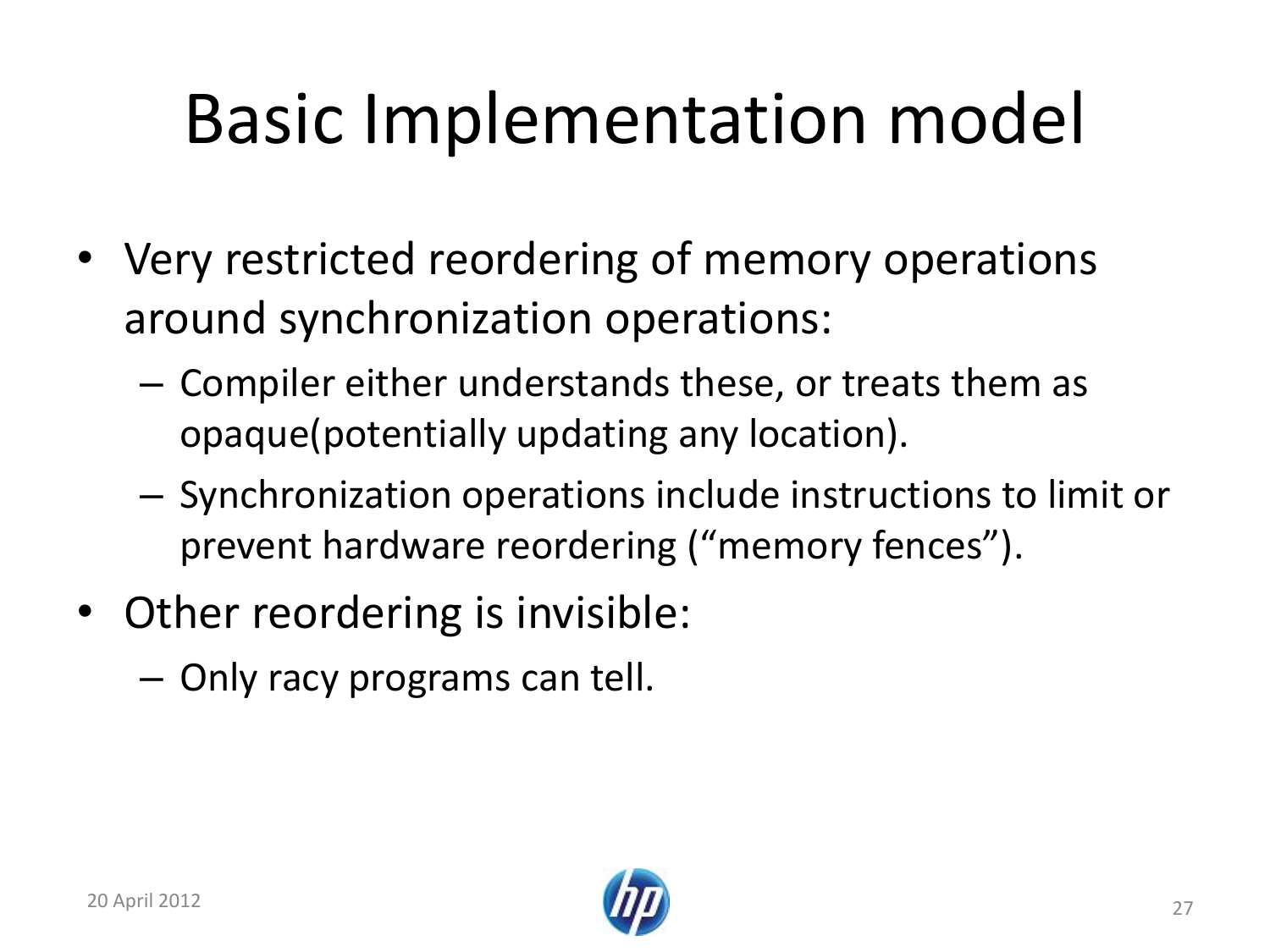# Basic Implementation model

- Very restricted reordering of memory operations around synchronization operations:
  - Compiler either understands these, or treats them as opaque(potentially updating any location).
  - Synchronization operations include instructions to limit or prevent hardware reordering ("memory fences").
- Other reordering is invisible:
  - Only racy programs can tell.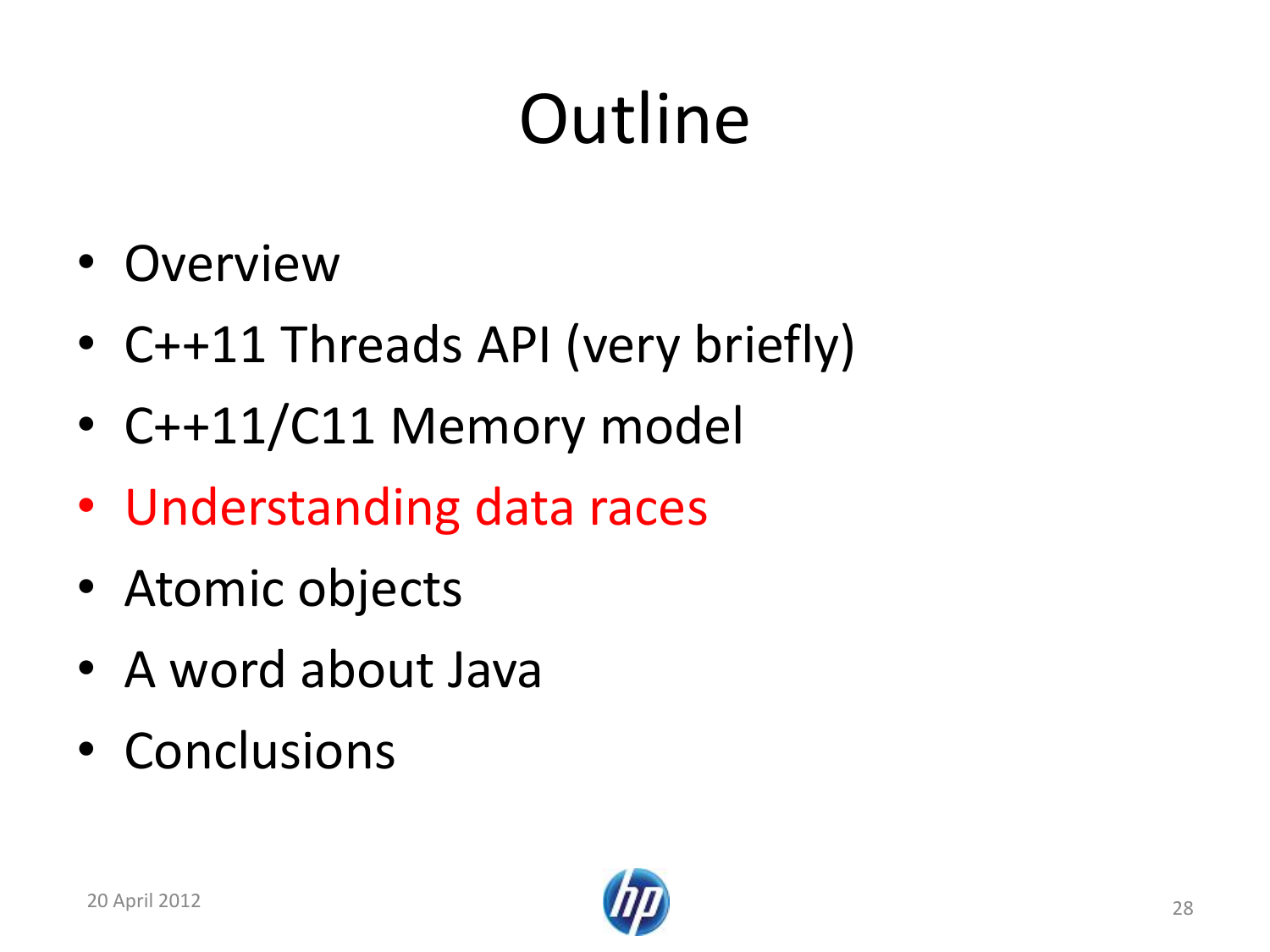# Outline

- Overview
- C++11 Threads API (very briefly)
- C++11/C11 Memory model
- Understanding data races
- Atomic objects
- A word about Java
- Conclusions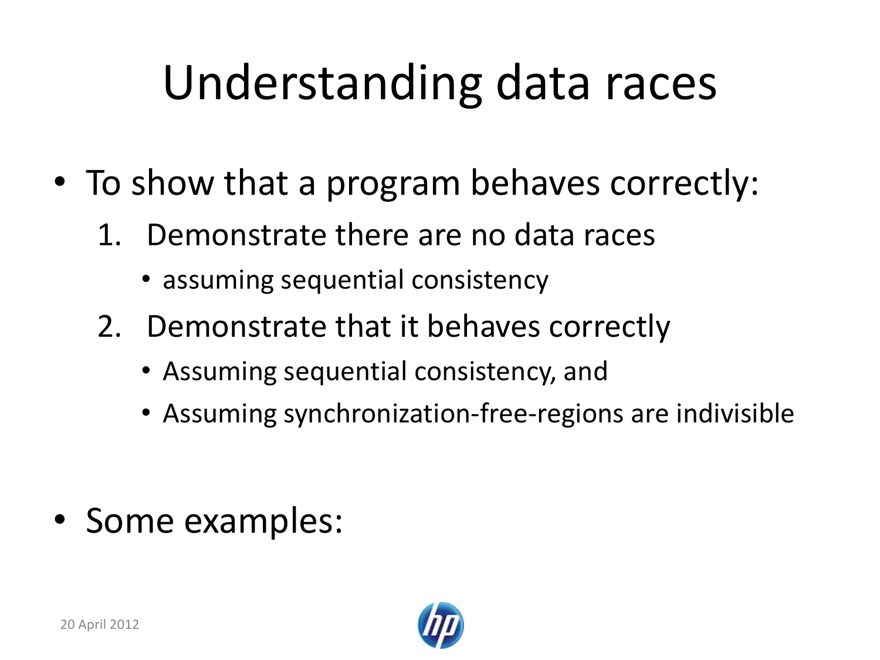# Understanding data races

- To show that a program behaves correctly:
  1. Demonstrate there are no data races
     - assuming sequential consistency
  2. Demonstrate that it behaves correctly
     - Assuming sequential consistency, and
     - Assuming synchronization-free-regions are indivisible

- Some examples: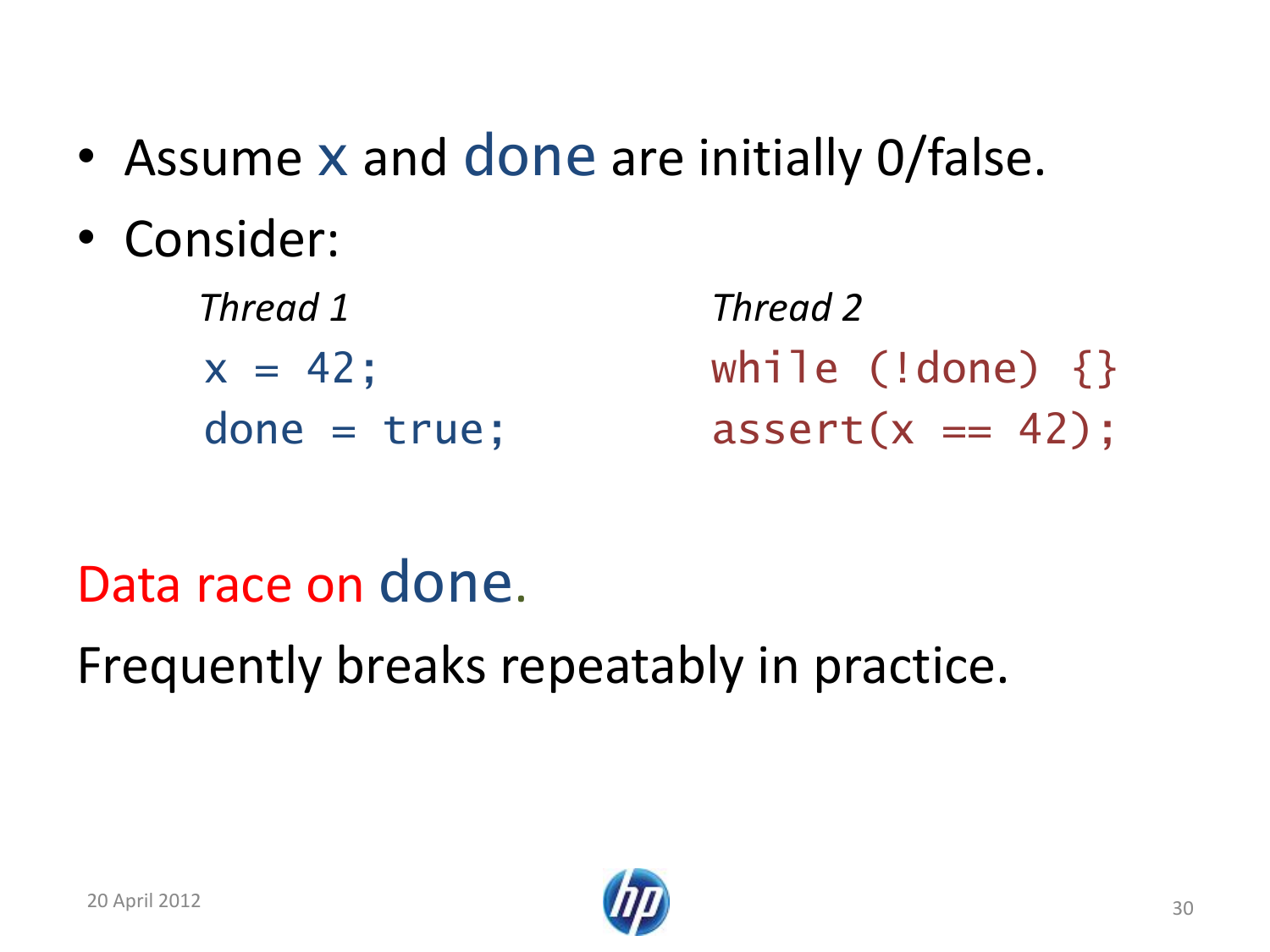- Assume x and done are initially 0/false.
- Consider:

*Thread 1*
```
x = 42;
done = true;
```

*Thread 2*
```
while (!done) {}
assert(x == 42);
```

Data race on done.

Frequently breaks repeatably in practice.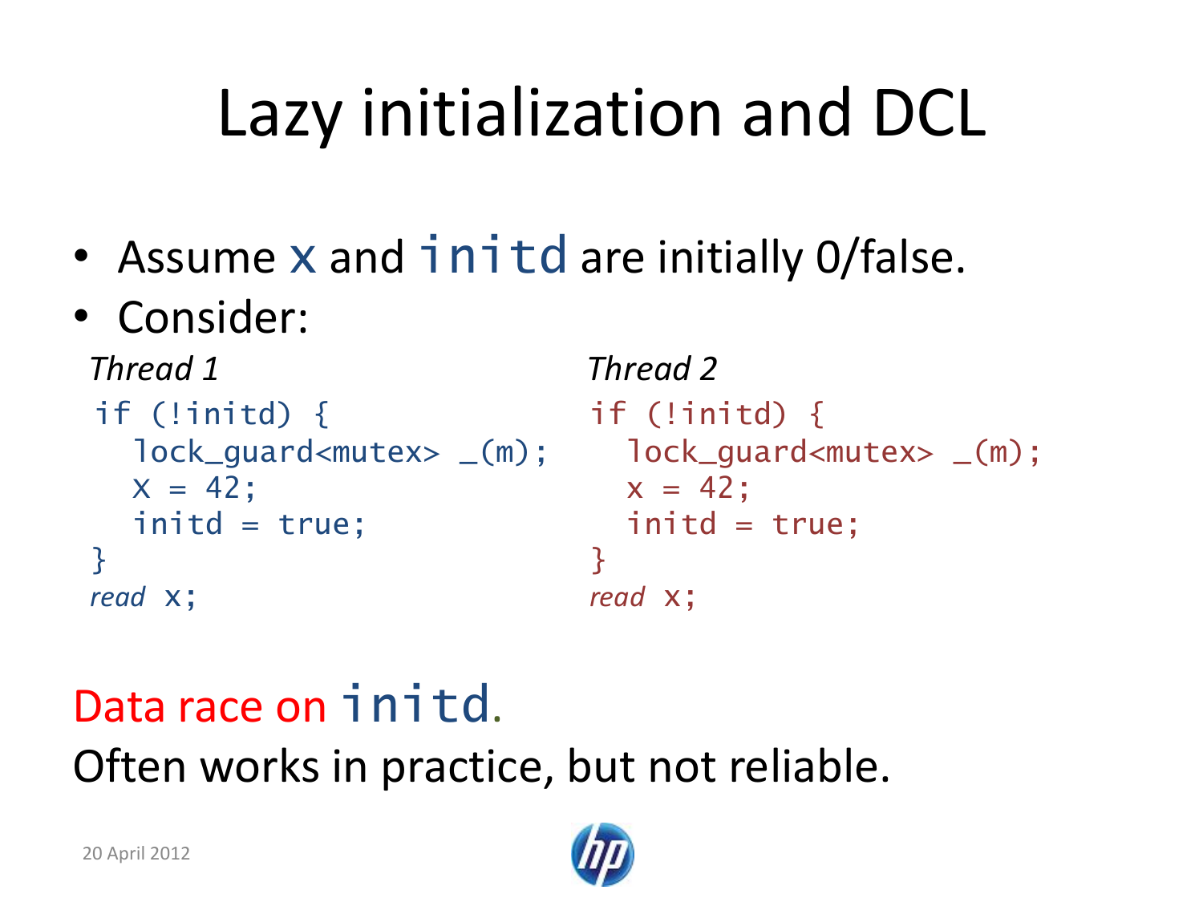# Lazy initialization and DCL

- Assume `x` and `initd` are initially 0/false.
- Consider:

*Thread 1*

```
if (!initd) {
  lock_guard<mutex> _(m);
  x = 42;
  initd = true;
}
read x;
```

*Thread 2*

```
if (!initd) {
  lock_guard<mutex> _(m);
  x = 42;
  initd = true;
}
read x;
```

Data race on `initd`.

Often works in practice, but not reliable.

20 April 2012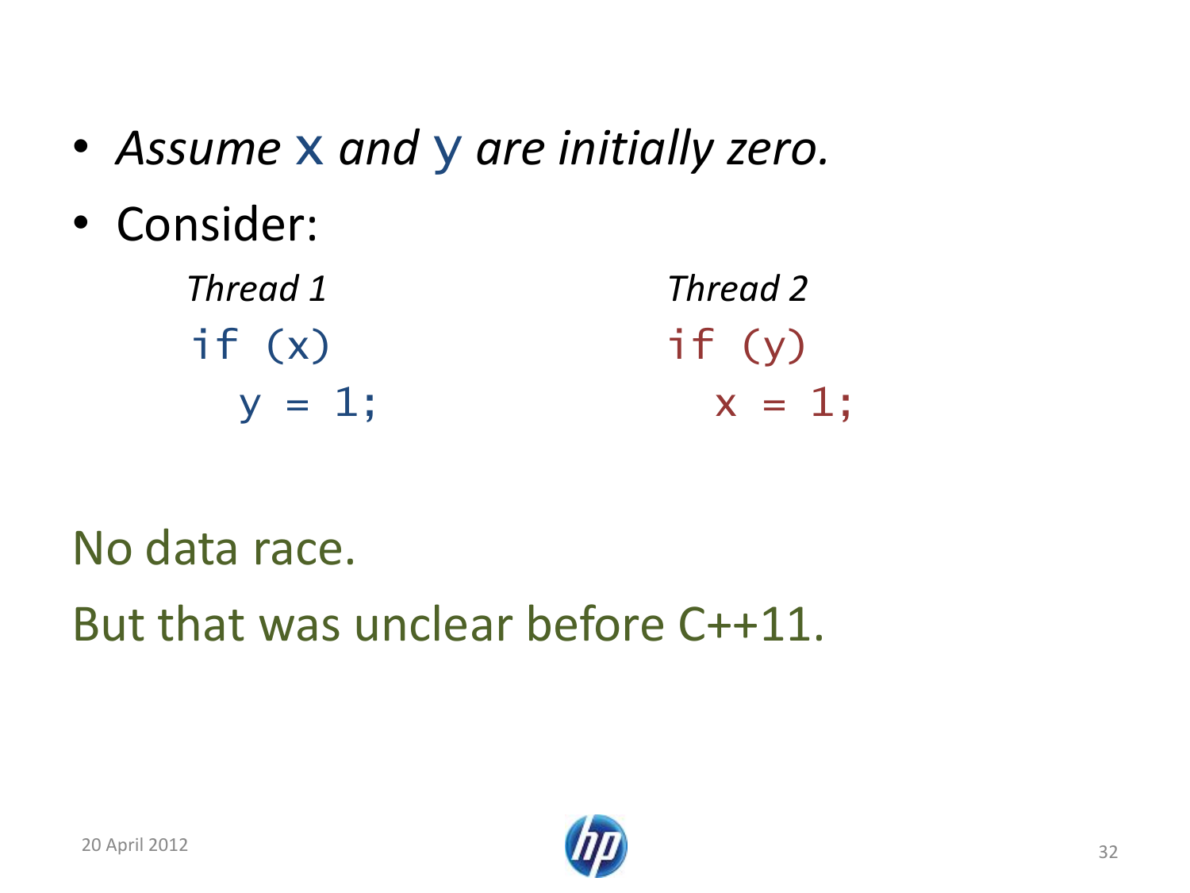- *Assume* x *and* y *are initially zero.*
- Consider:

*Thread 1*

```
if (x)
  y = 1;
```

*Thread 2*

```
if (y)
  x = 1;
```

No data race.

But that was unclear before C++11.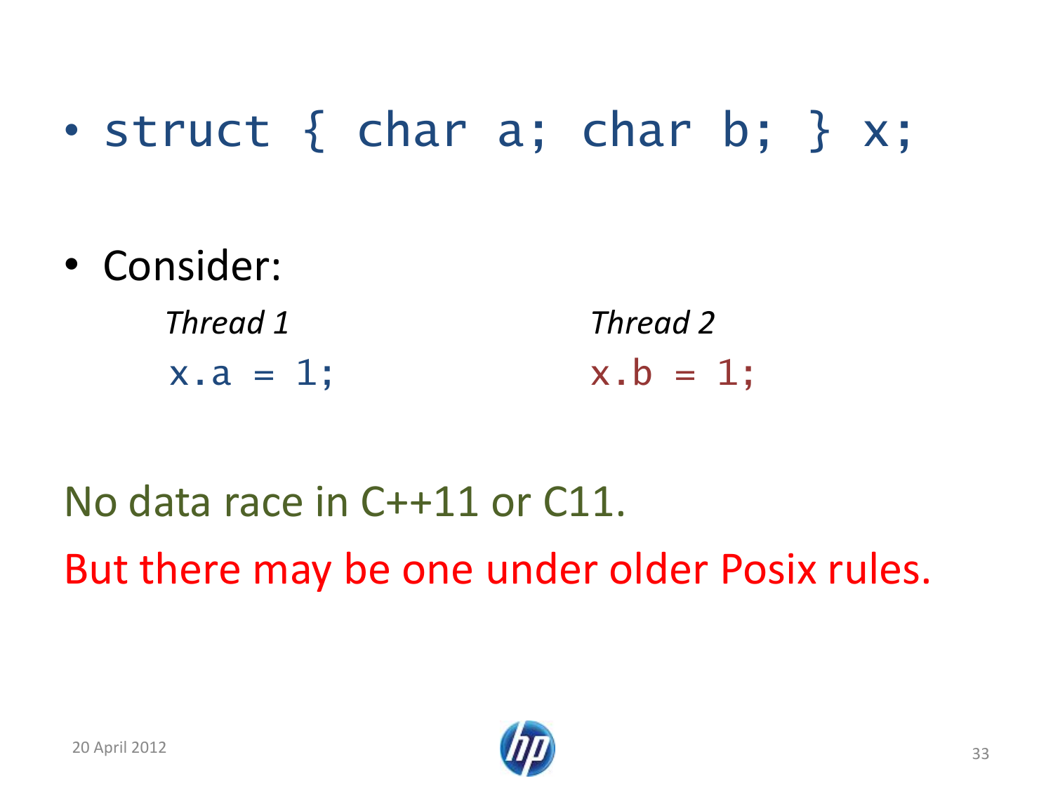- `struct { char a; char b; } x;`

- Consider:

| *Thread 1* | *Thread 2* |
| --- | --- |
| `x.a = 1;` | `x.b = 1;` |

No data race in C++11 or C11.

But there may be one under older Posix rules.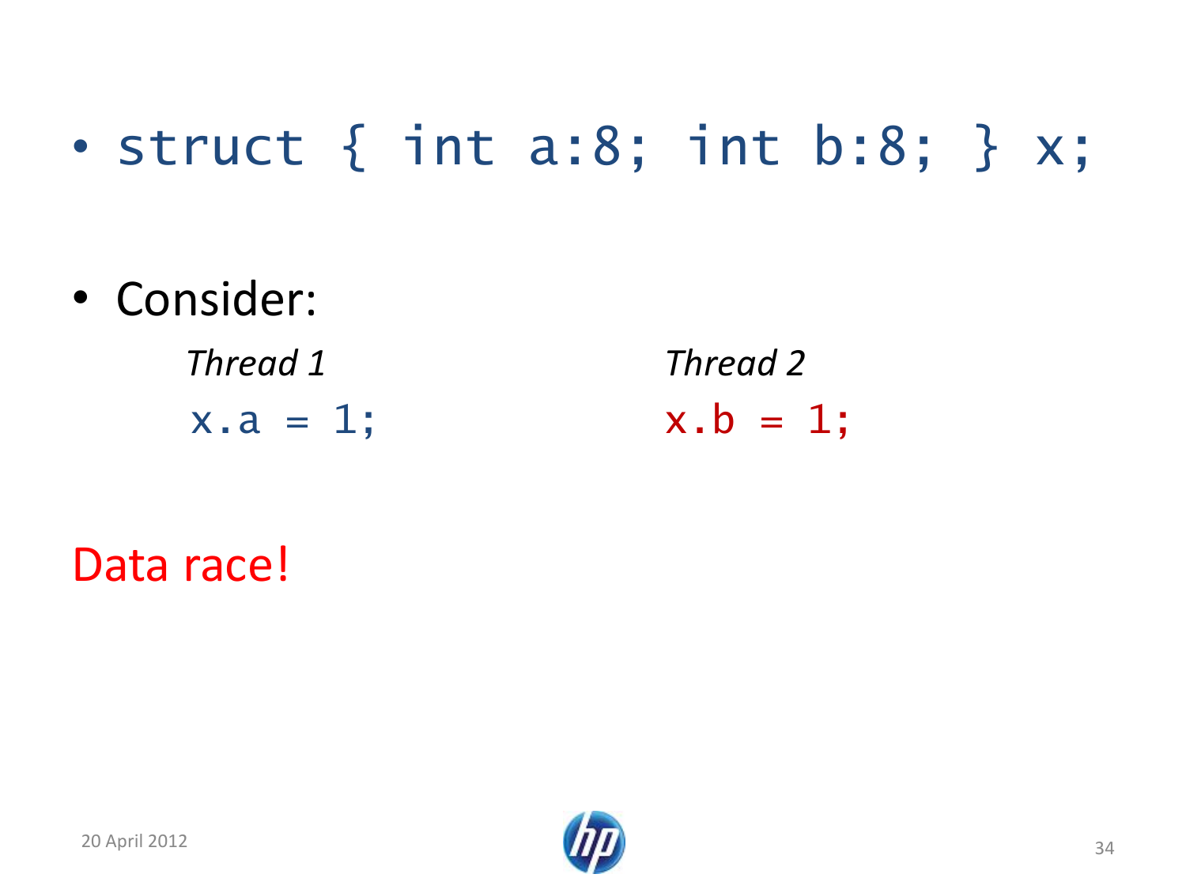- `struct { int a:8; int b:8; } x;`

- Consider:

| *Thread 1* | *Thread 2* |
| --- | --- |
| `x.a = 1;` | `x.b = 1;` |

Data race!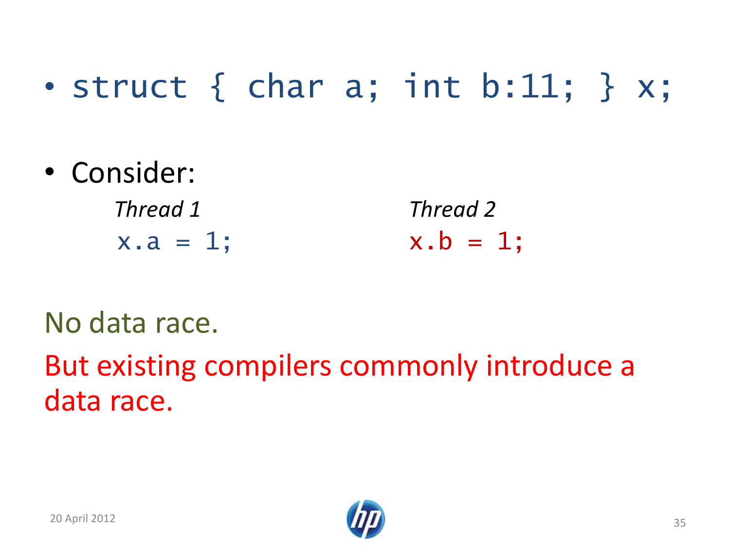- `struct { char a; int b:11; } x;`

- Consider:

*Thread 1*

```
x.a = 1;
```

*Thread 2*

```
x.b = 1;
```

No data race.

But existing compilers commonly introduce a data race.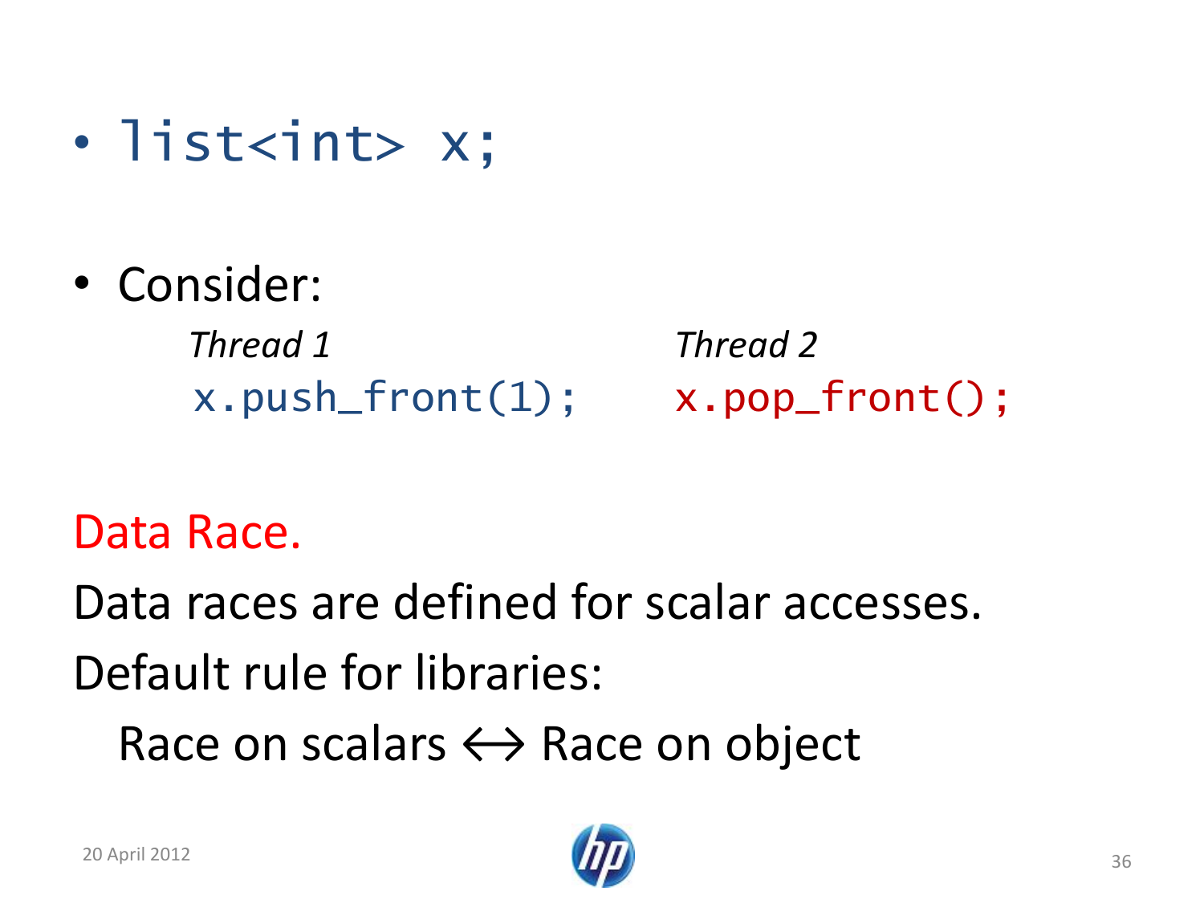- `list<int> x;`

- Consider:

| *Thread 1* | *Thread 2* |
| --- | --- |
| `x.push_front(1);` | `x.pop_front();` |

Data Race.

Data races are defined for scalar accesses.

Default rule for libraries:

Race on scalars ↔ Race on object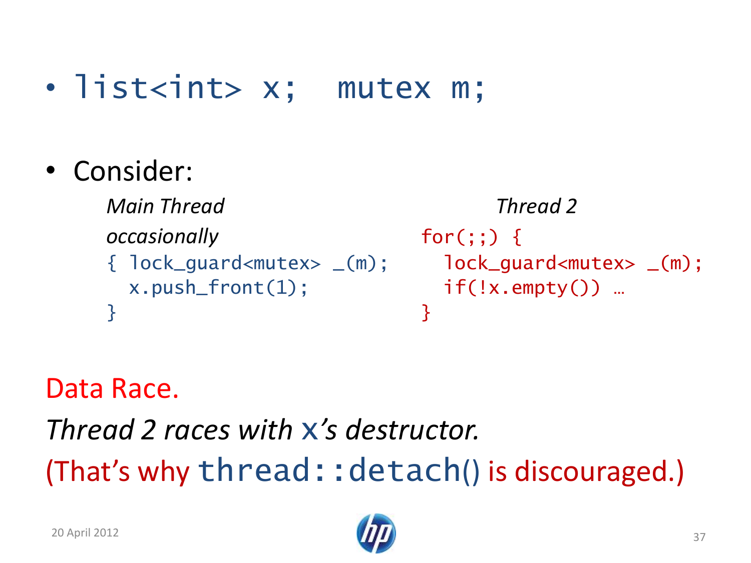- `list<int> x;  mutex m;`

- Consider:

*Main Thread*

*occasionally*

```
{ lock_guard<mutex> _(m);
  x.push_front(1);
}
```

*Thread 2*

```
for(;;) {
  lock_guard<mutex> _(m);
  if(!x.empty()) …
}
```

Data Race.

*Thread 2 races with* `x`*'s destructor.*

(That's why `thread::detach()` is discouraged.)

20 April 2012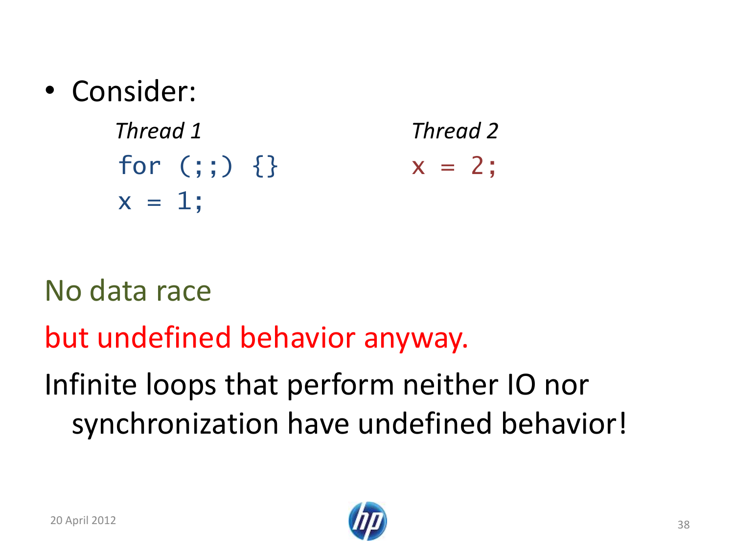- Consider:

*Thread 1*

```
for (;;) {}
x = 1;
```

*Thread 2*

```
x = 2;
```

No data race

but undefined behavior anyway.

Infinite loops that perform neither IO nor synchronization have undefined behavior!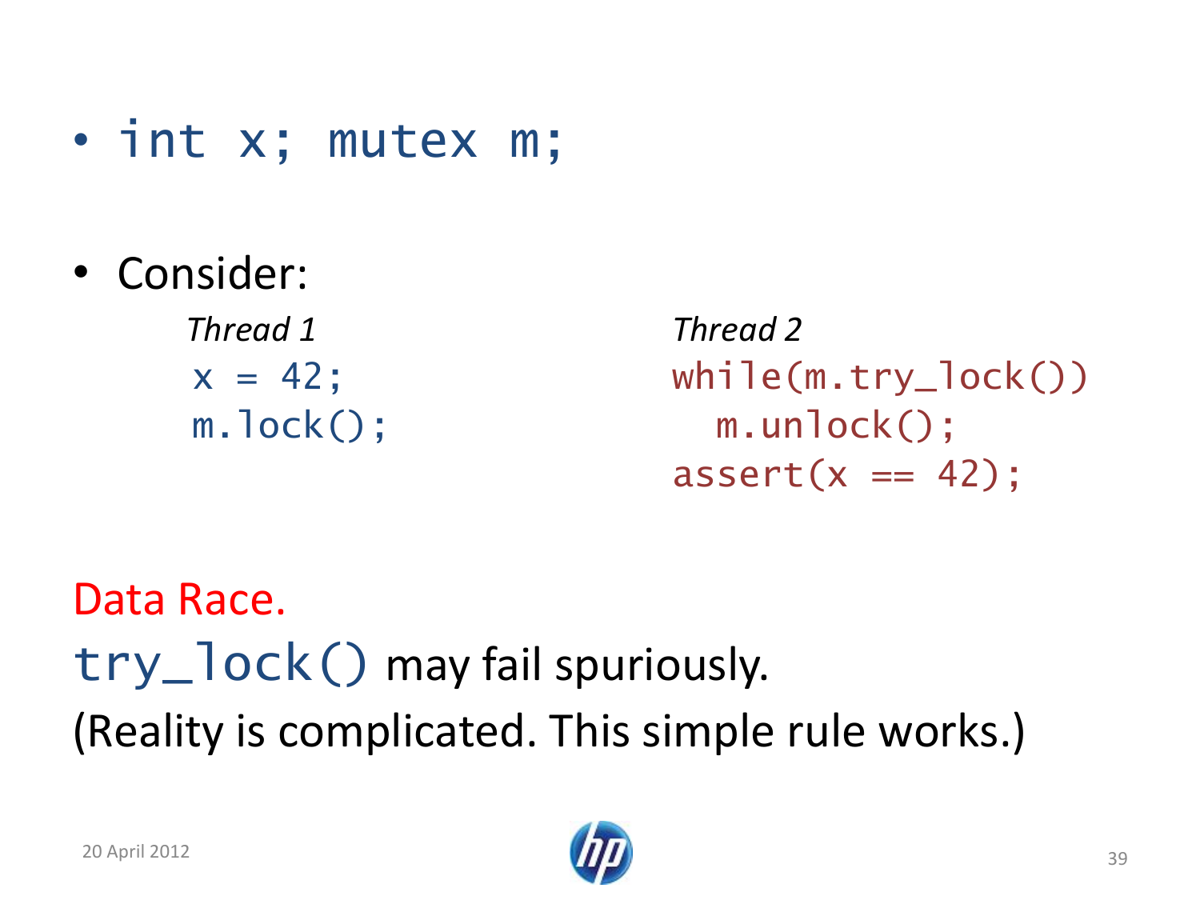- `int x; mutex m;`

- Consider:

*Thread 1*

```
x = 42;
m.lock();
```

*Thread 2*

```
while(m.try_lock())
  m.unlock();
assert(x == 42);
```

Data Race.

`try_lock()` may fail spuriously.

(Reality is complicated. This simple rule works.)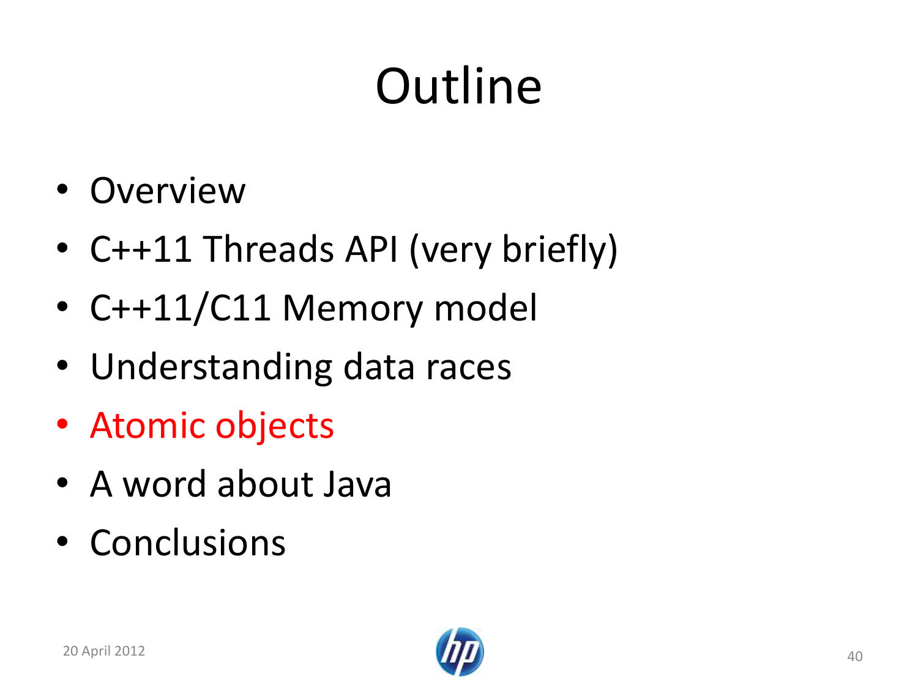# Outline

- Overview
- C++11 Threads API (very briefly)
- C++11/C11 Memory model
- Understanding data races
- Atomic objects
- A word about Java
- Conclusions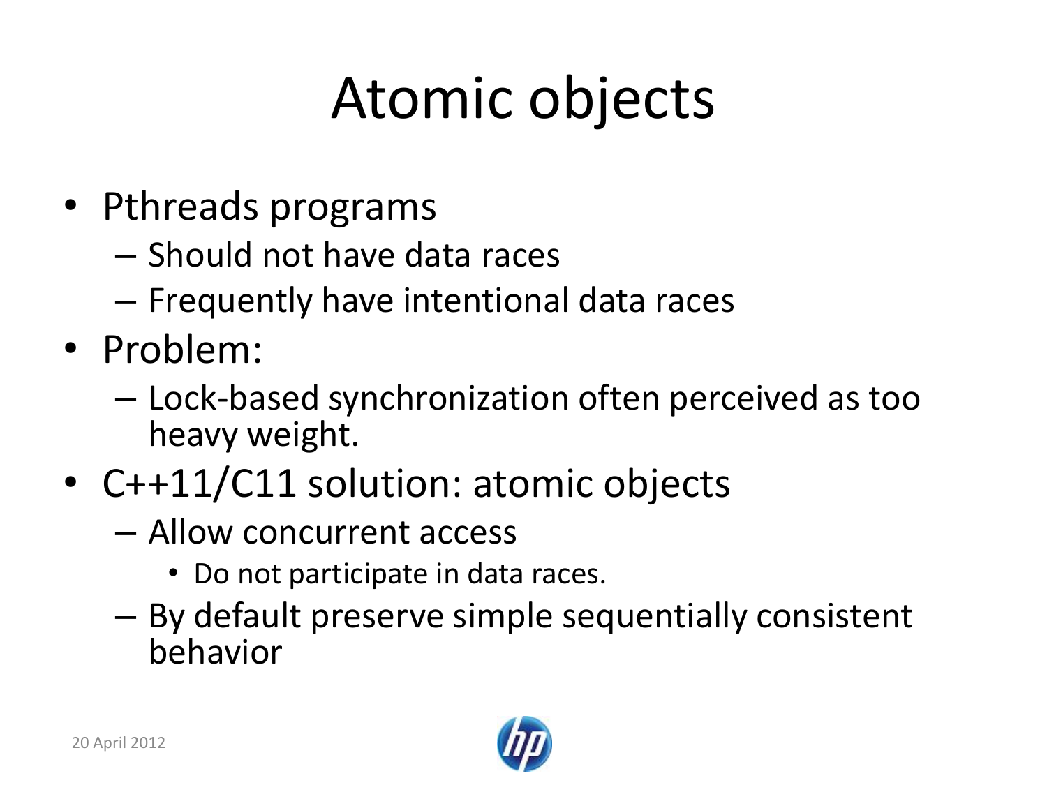# Atomic objects

- Pthreads programs
  - Should not have data races
  - Frequently have intentional data races
- Problem:
  - Lock-based synchronization often perceived as too heavy weight.
- C++11/C11 solution: atomic objects
  - Allow concurrent access
    - Do not participate in data races.
  - By default preserve simple sequentially consistent behavior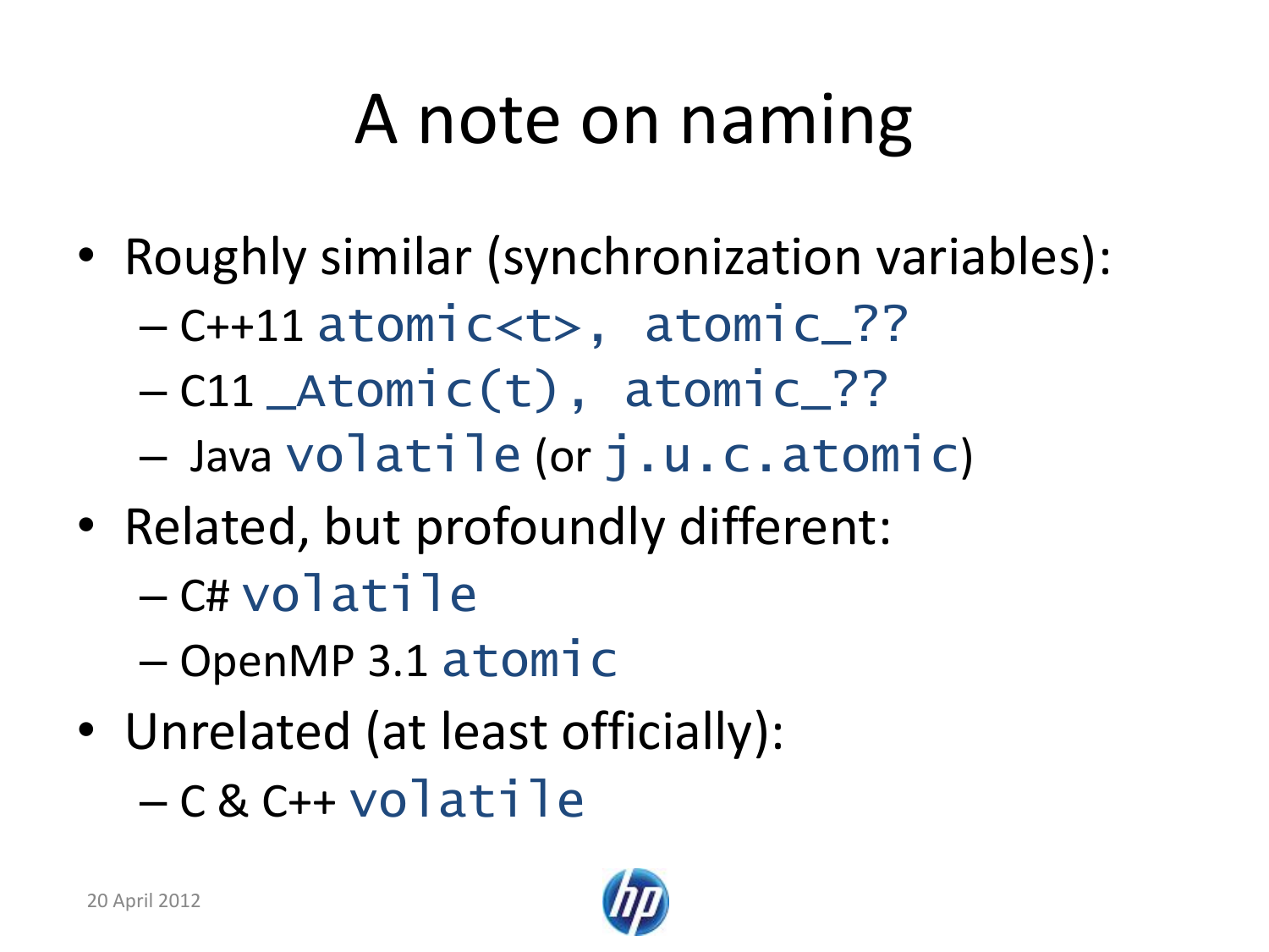# A note on naming

- Roughly similar (synchronization variables):
  - C++11 `atomic<t>, atomic_??`
  - C11 `_Atomic(t), atomic_??`
  - Java `volatile` (or `j.u.c.atomic`)
- Related, but profoundly different:
  - C# `volatile`
  - OpenMP 3.1 `atomic`
- Unrelated (at least officially):
  - C & C++ `volatile`

20 April 2012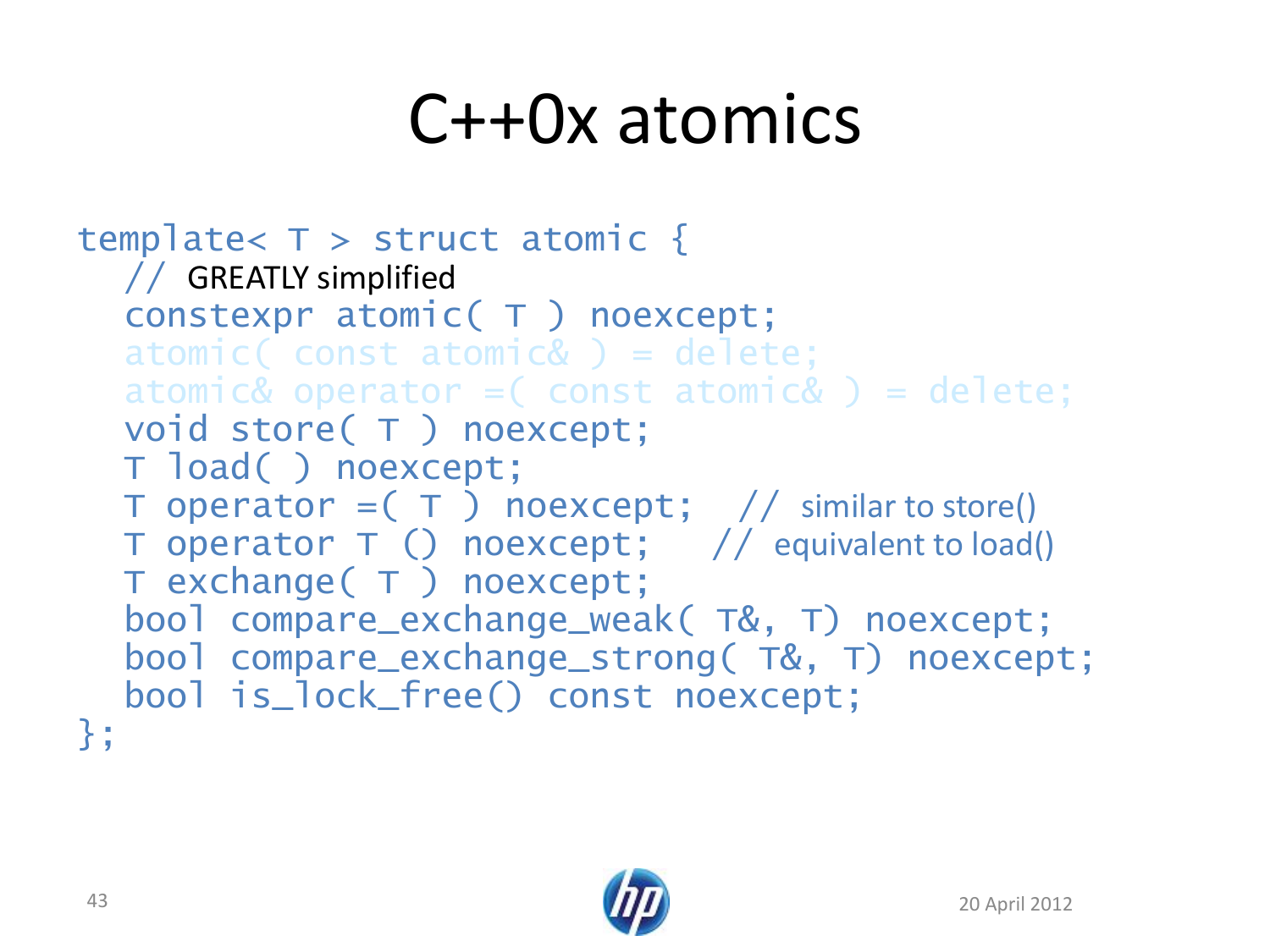# C++0x atomics

```
template< T > struct atomic {
  // GREATLY simplified
  constexpr atomic( T ) noexcept;
  atomic( const atomic& ) = delete;
  atomic& operator =( const atomic& ) = delete;
  void store( T ) noexcept;
  T load( ) noexcept;
  T operator =( T ) noexcept;   // similar to store()
  T operator T () noexcept;    // equivalent to load()
  T exchange( T ) noexcept;
  bool compare_exchange_weak( T&, T) noexcept;
  bool compare_exchange_strong( T&, T) noexcept;
  bool is_lock_free() const noexcept;
};
```

20 April 2012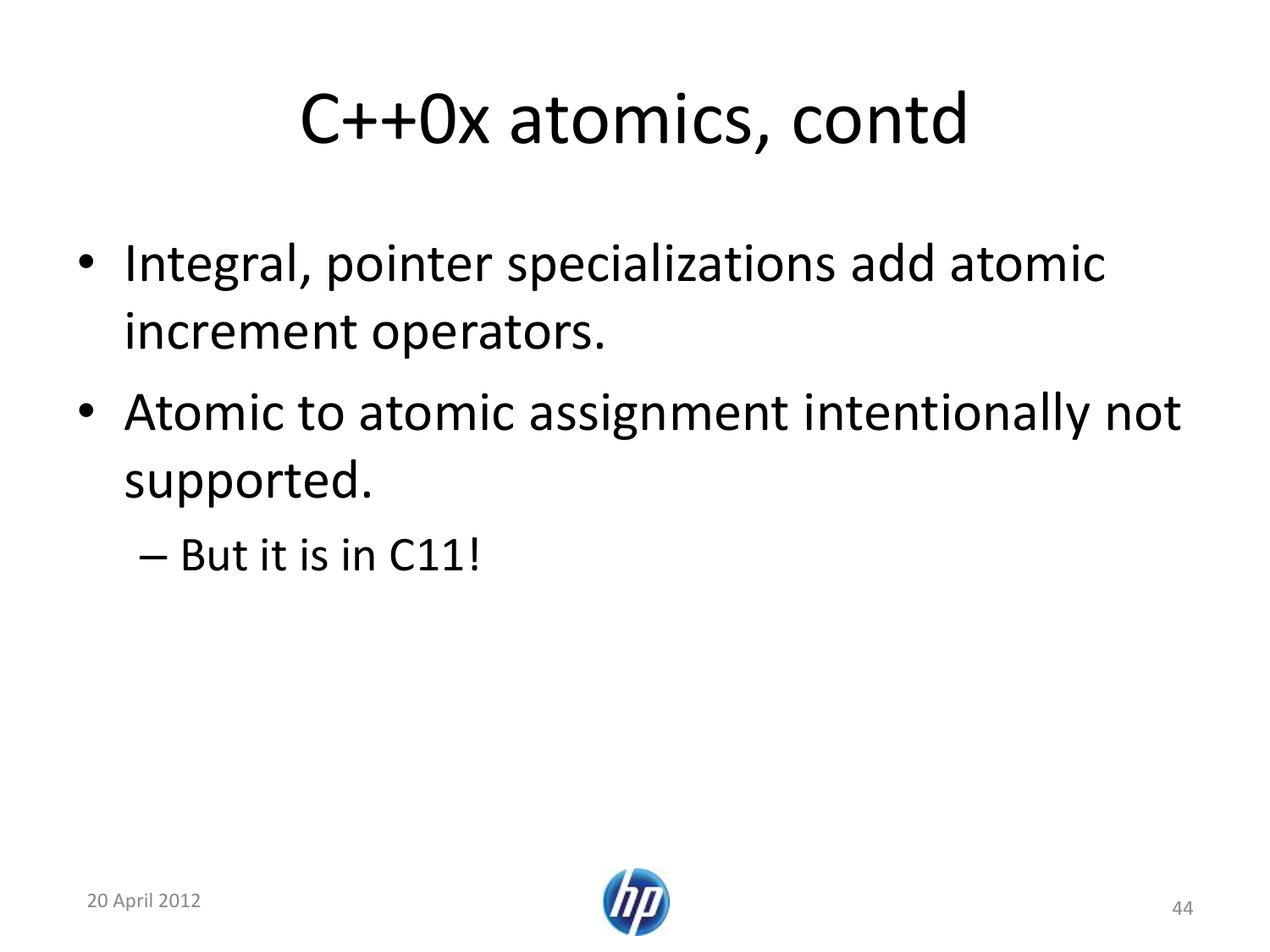# C++0x atomics, contd

- Integral, pointer specializations add atomic increment operators.
- Atomic to atomic assignment intentionally not supported.
  - But it is in C11!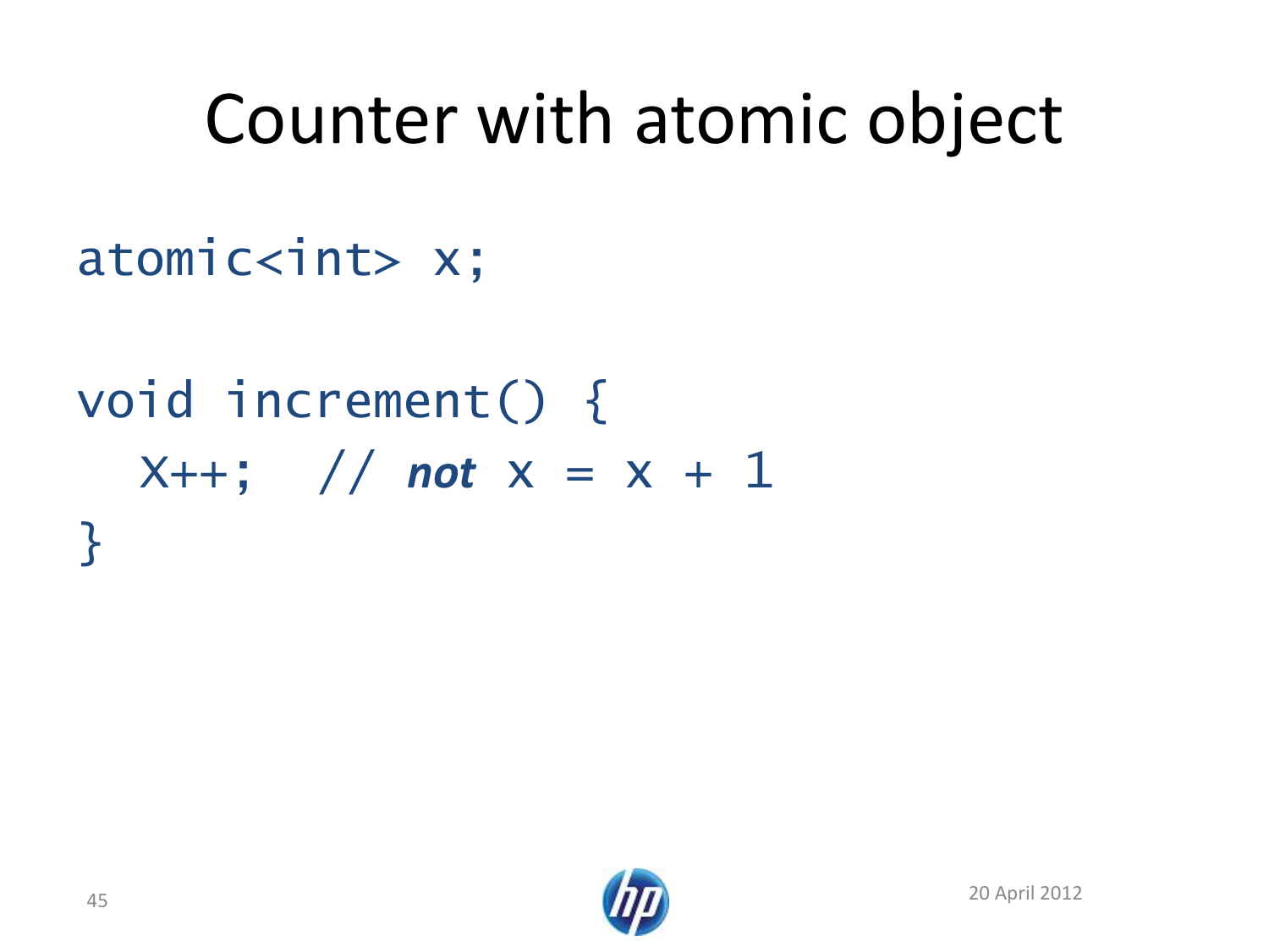# Counter with atomic object

```
atomic<int> x;

void increment() {
  x++;  // not x = x + 1
}
```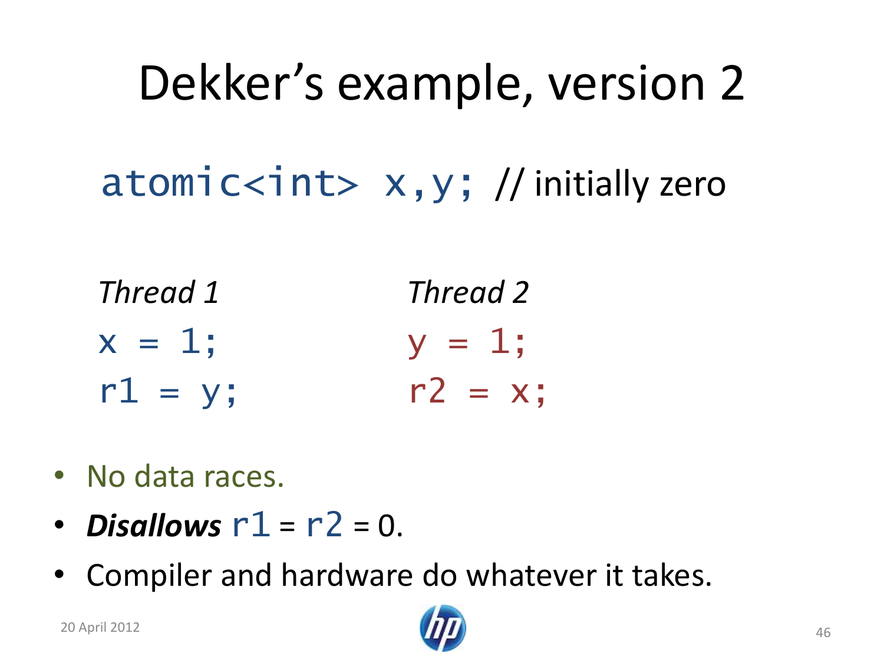# Dekker's example, version 2

`atomic<int> x,y;` // initially zero

| *Thread 1* | *Thread 2* |
|---|---|
| `x = 1;` | `y = 1;` |
| `r1 = y;` | `r2 = x;` |

- No data races.
- ***Disallows*** `r1` = `r2` = 0.
- Compiler and hardware do whatever it takes.

20 April 2012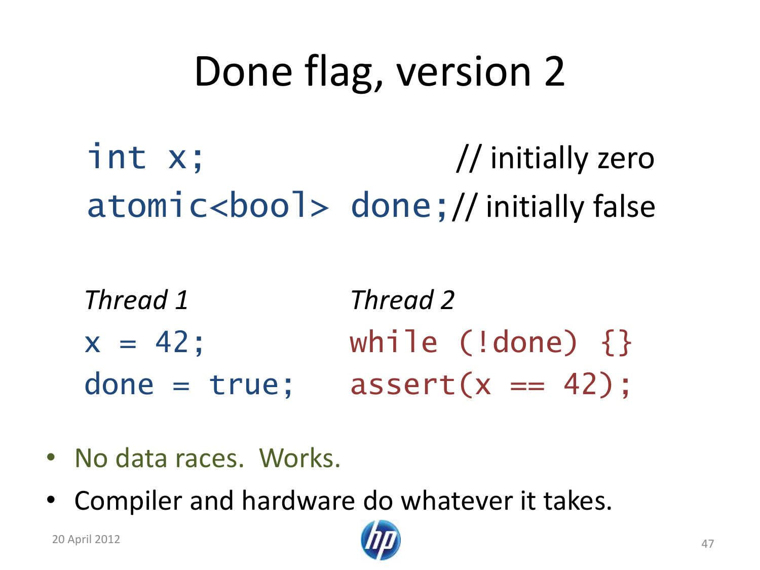# Done flag, version 2

```
int x;                      // initially zero
atomic<bool> done;          // initially false
```

| *Thread 1* | *Thread 2* |
| --- | --- |
| `x = 42;` | `while (!done) {}` |
| `done = true;` | `assert(x == 42);` |

- No data races. Works.
- Compiler and hardware do whatever it takes.

20 April 2012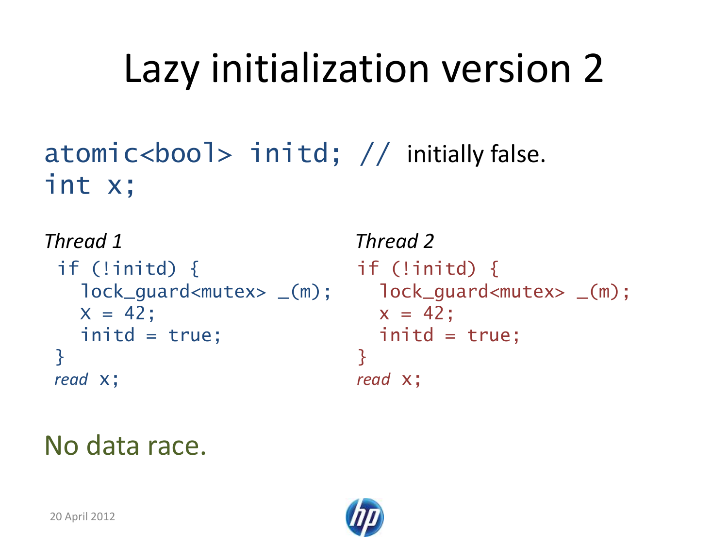# Lazy initialization version 2

```
atomic<bool> initd; // initially false.
int x;
```

*Thread 1*

```
if (!initd) {
  lock_guard<mutex> _(m);
  x = 42;
  initd = true;
}
read x;
```

*Thread 2*

```
if (!initd) {
  lock_guard<mutex> _(m);
  x = 42;
  initd = true;
}
read x;
```

No data race.

20 April 2012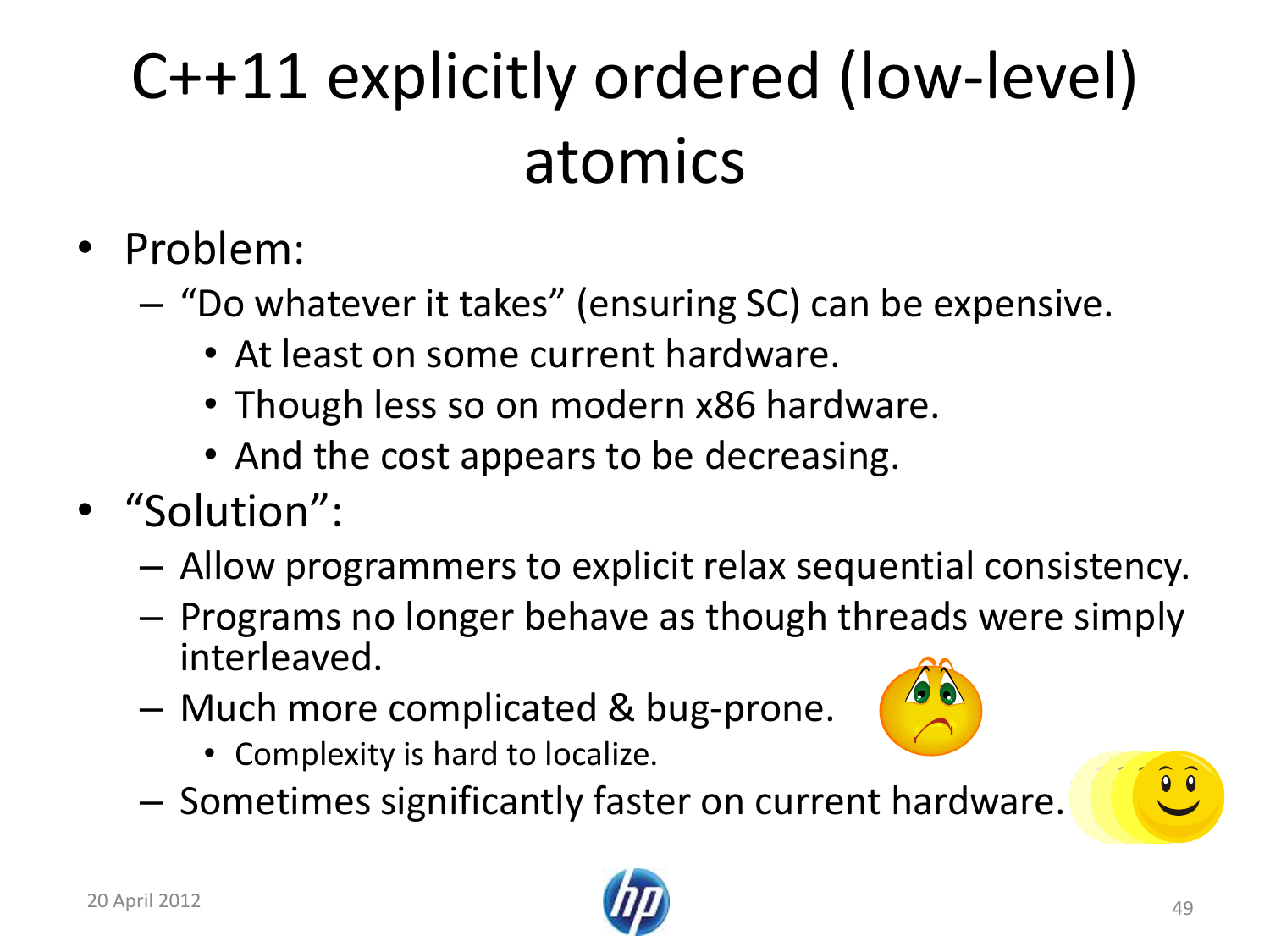# C++11 explicitly ordered (low-level) atomics

- Problem:
  - "Do whatever it takes" (ensuring SC) can be expensive.
    - At least on some current hardware.
    - Though less so on modern x86 hardware.
    - And the cost appears to be decreasing.
- "Solution":
  - Allow programmers to explicit relax sequential consistency.
  - Programs no longer behave as though threads were simply interleaved.
  - Much more complicated & bug-prone.
    - Complexity is hard to localize.
  - Sometimes significantly faster on current hardware.

20 April 2012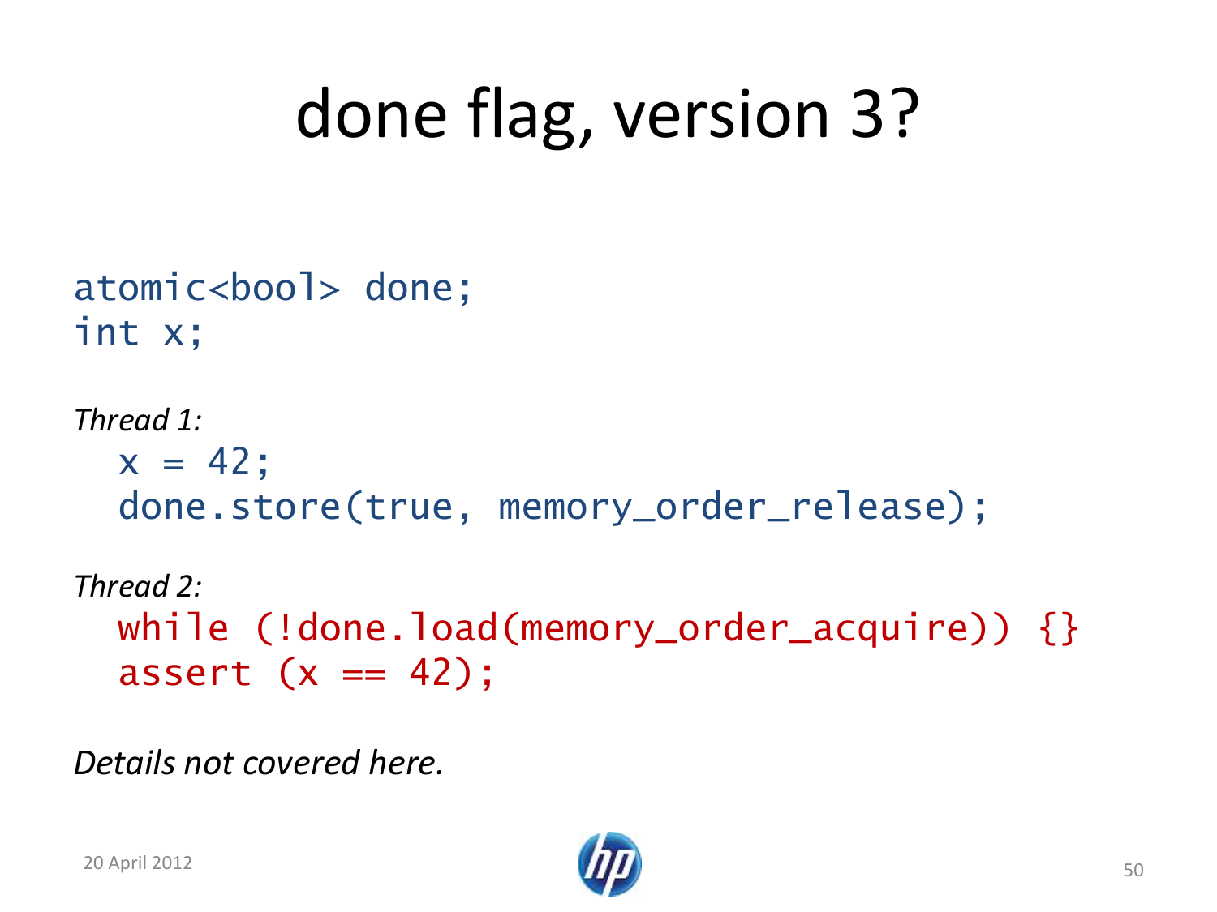# done flag, version 3?

```
atomic<bool> done;
int x;
```

*Thread 1:*

```
  x = 42;
  done.store(true, memory_order_release);
```

*Thread 2:*

```
  while (!done.load(memory_order_acquire)) {}
  assert (x == 42);
```

*Details not covered here.*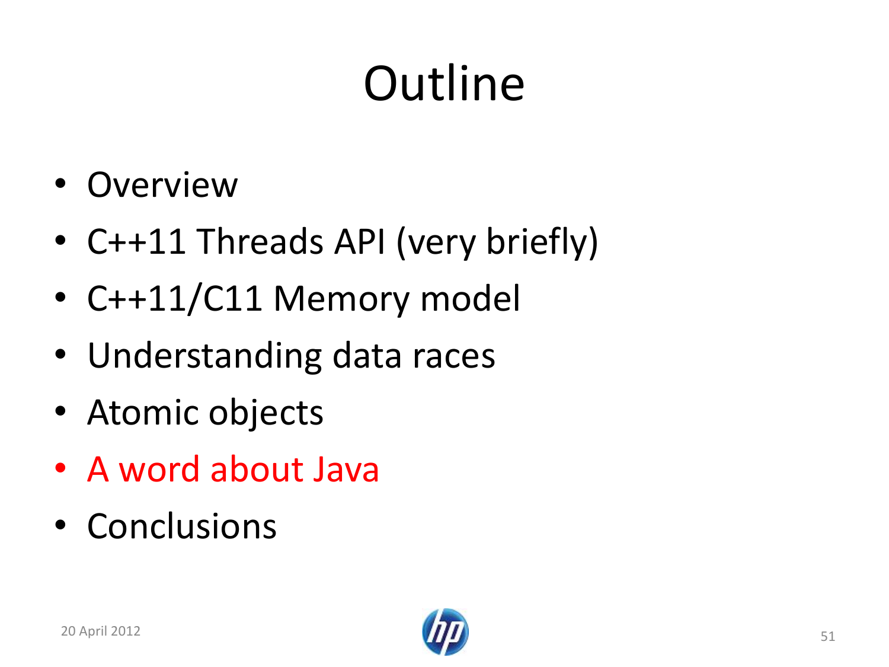# Outline

- Overview
- C++11 Threads API (very briefly)
- C++11/C11 Memory model
- Understanding data races
- Atomic objects
- A word about Java
- Conclusions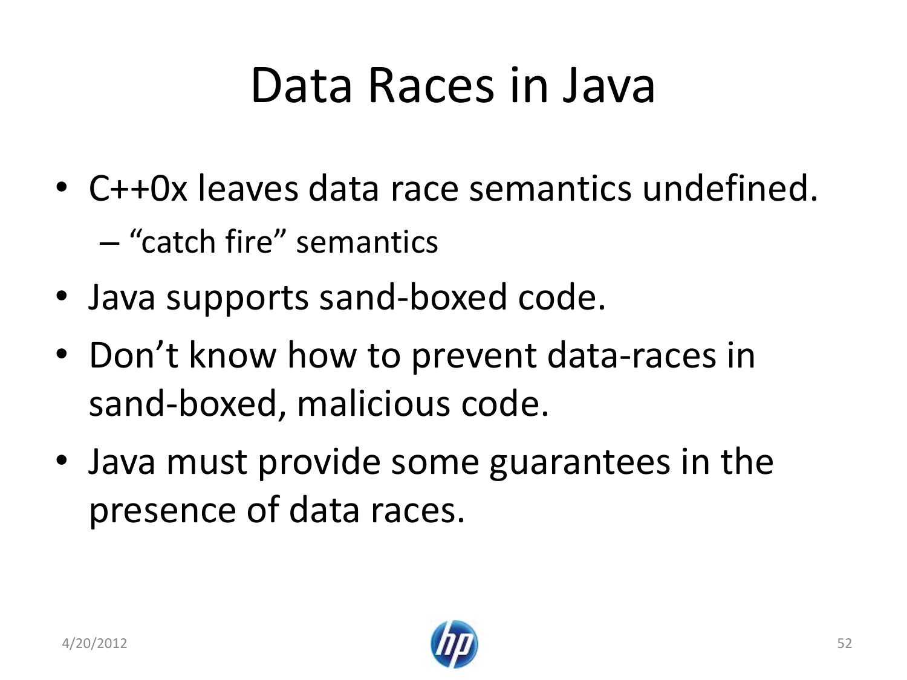# Data Races in Java

- C++0x leaves data race semantics undefined.
  - "catch fire" semantics
- Java supports sand-boxed code.
- Don't know how to prevent data-races in sand-boxed, malicious code.
- Java must provide some guarantees in the presence of data races.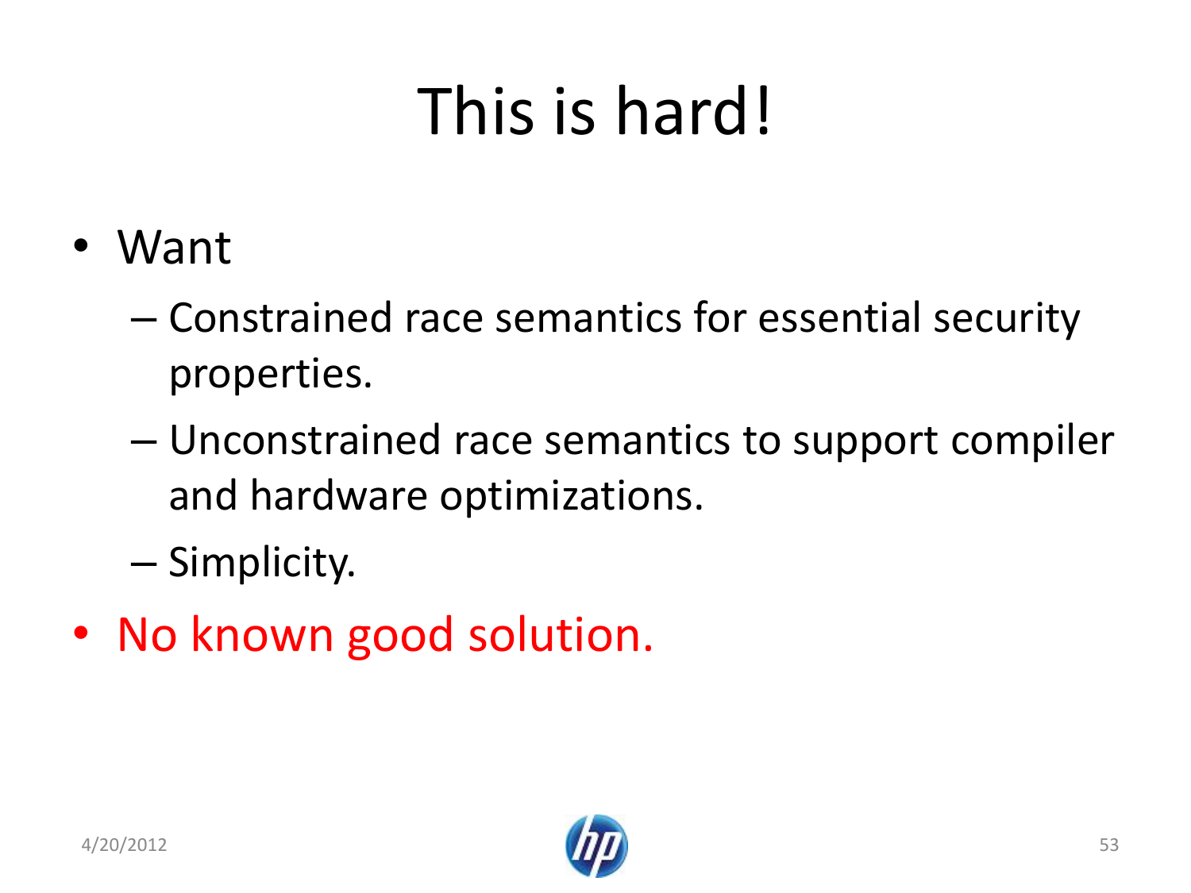# This is hard!

- Want
  - Constrained race semantics for essential security properties.
  - Unconstrained race semantics to support compiler and hardware optimizations.
  - Simplicity.
- No known good solution.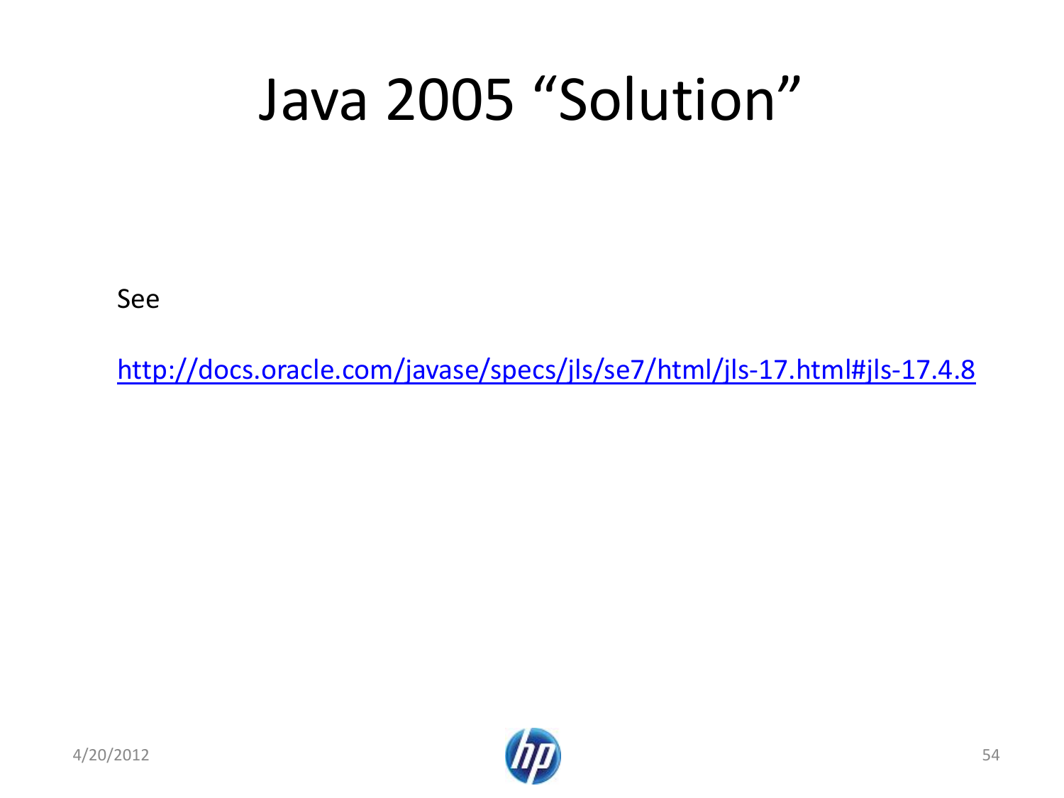# Java 2005 “Solution”

See

http://docs.oracle.com/javase/specs/jls/se7/html/jls-17.html#jls-17.4.8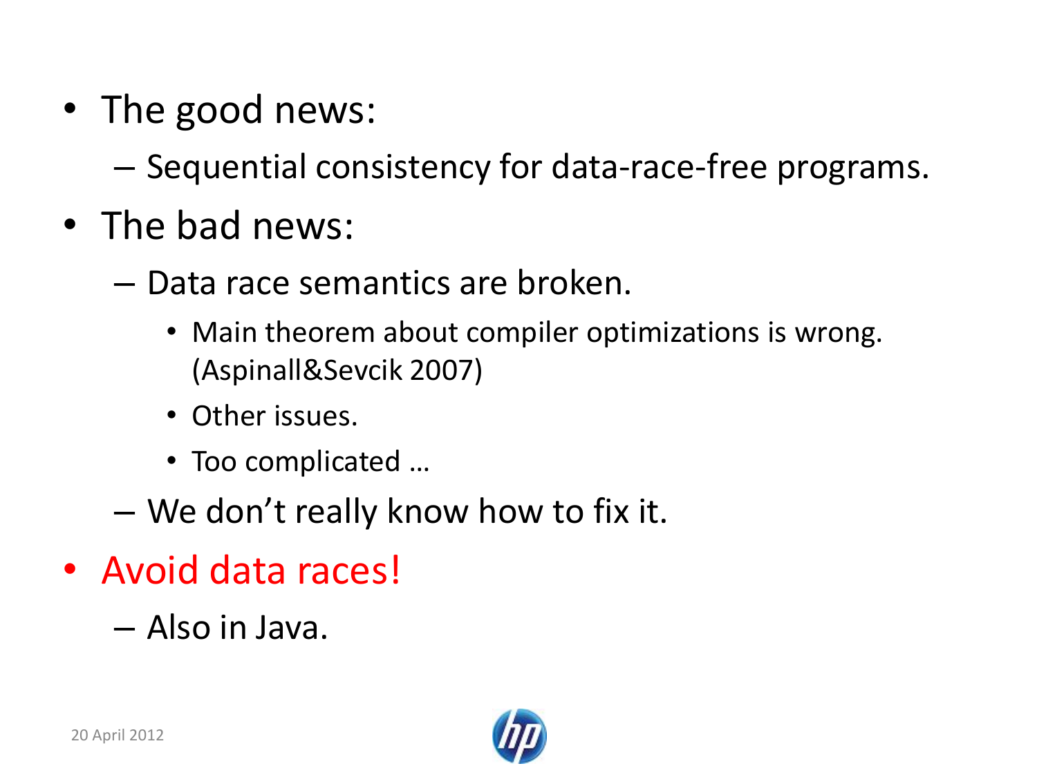- The good news:
  - Sequential consistency for data-race-free programs.
- The bad news:
  - Data race semantics are broken.
    - Main theorem about compiler optimizations is wrong. (Aspinall&Sevcik 2007)
    - Other issues.
    - Too complicated …
  - We don't really know how to fix it.
- Avoid data races!
  - Also in Java.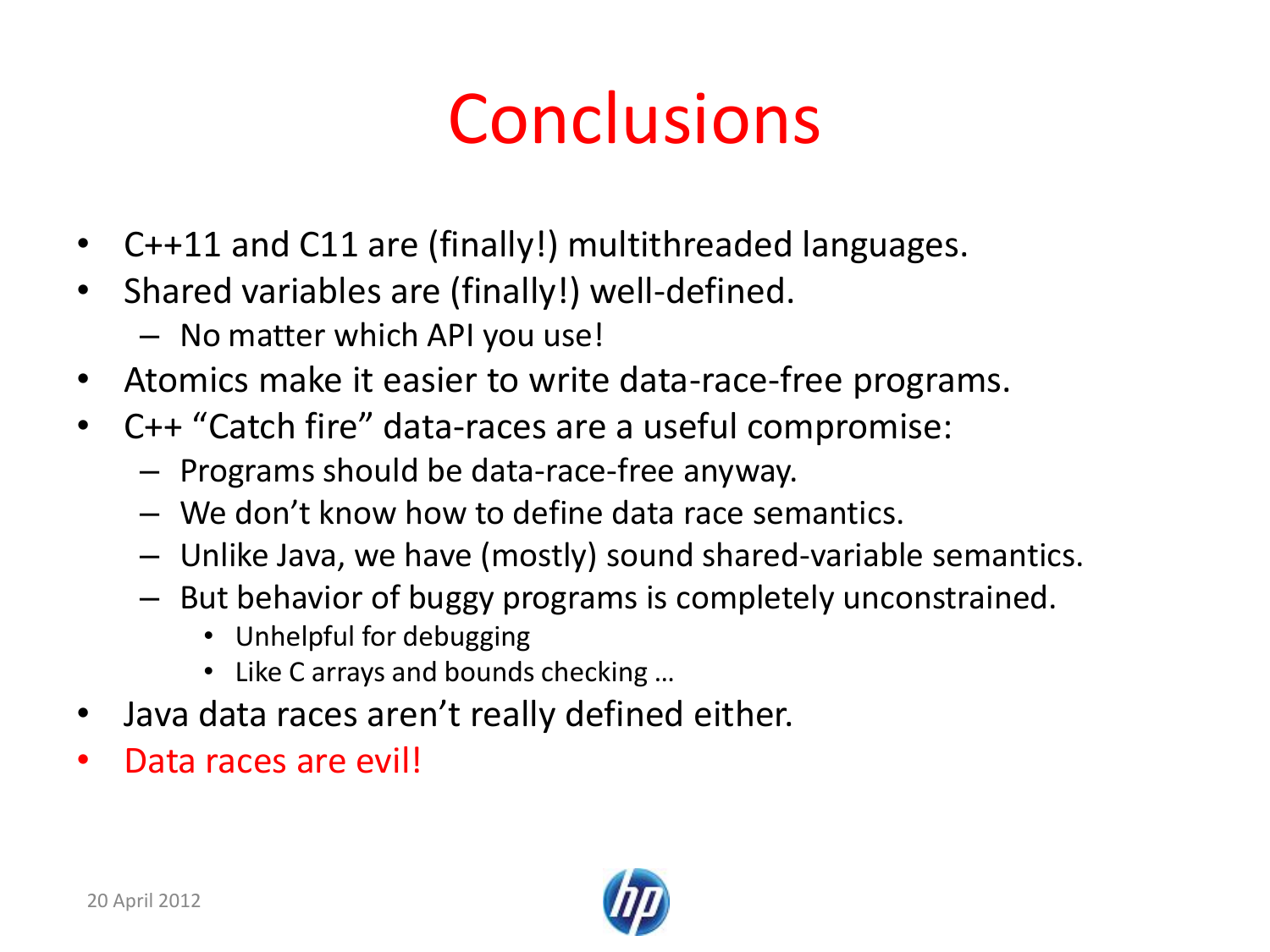# Conclusions

- C++11 and C11 are (finally!) multithreaded languages.
- Shared variables are (finally!) well-defined.
  - No matter which API you use!
- Atomics make it easier to write data-race-free programs.
- C++ "Catch fire" data-races are a useful compromise:
  - Programs should be data-race-free anyway.
  - We don't know how to define data race semantics.
  - Unlike Java, we have (mostly) sound shared-variable semantics.
  - But behavior of buggy programs is completely unconstrained.
    - Unhelpful for debugging
    - Like C arrays and bounds checking …
- Java data races aren't really defined either.
- Data races are evil!

20 April 2012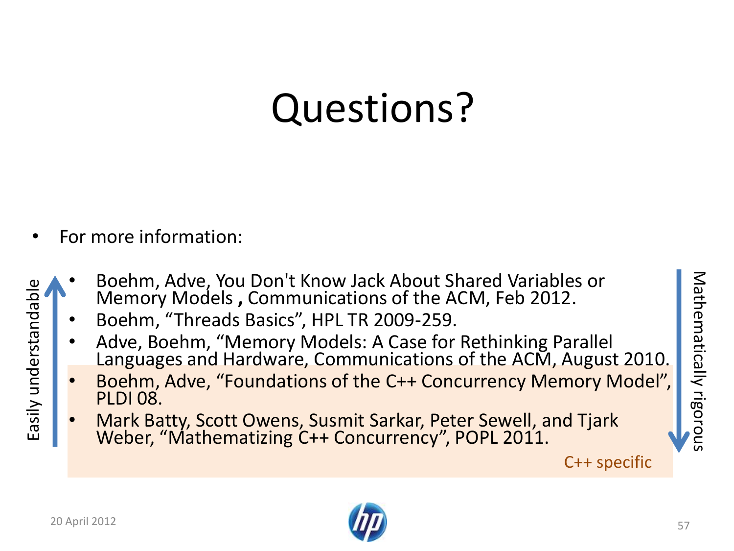# Questions?

- For more information:
  - Boehm, Adve, You Don't Know Jack About Shared Variables or Memory Models , Communications of the ACM, Feb 2012.
  - Boehm, "Threads Basics", HPL TR 2009-259.
  - Adve, Boehm, "Memory Models: A Case for Rethinking Parallel Languages and Hardware, Communications of the ACM, August 2010.
  - Boehm, Adve, "Foundations of the C++ Concurrency Memory Model", PLDI 08.
  - Mark Batty, Scott Owens, Susmit Sarkar, Peter Sewell, and Tjark Weber, "Mathematizing C++ Concurrency", POPL 2011.

C++ specific

Easily understandable ↑

Mathematically rigorous ↓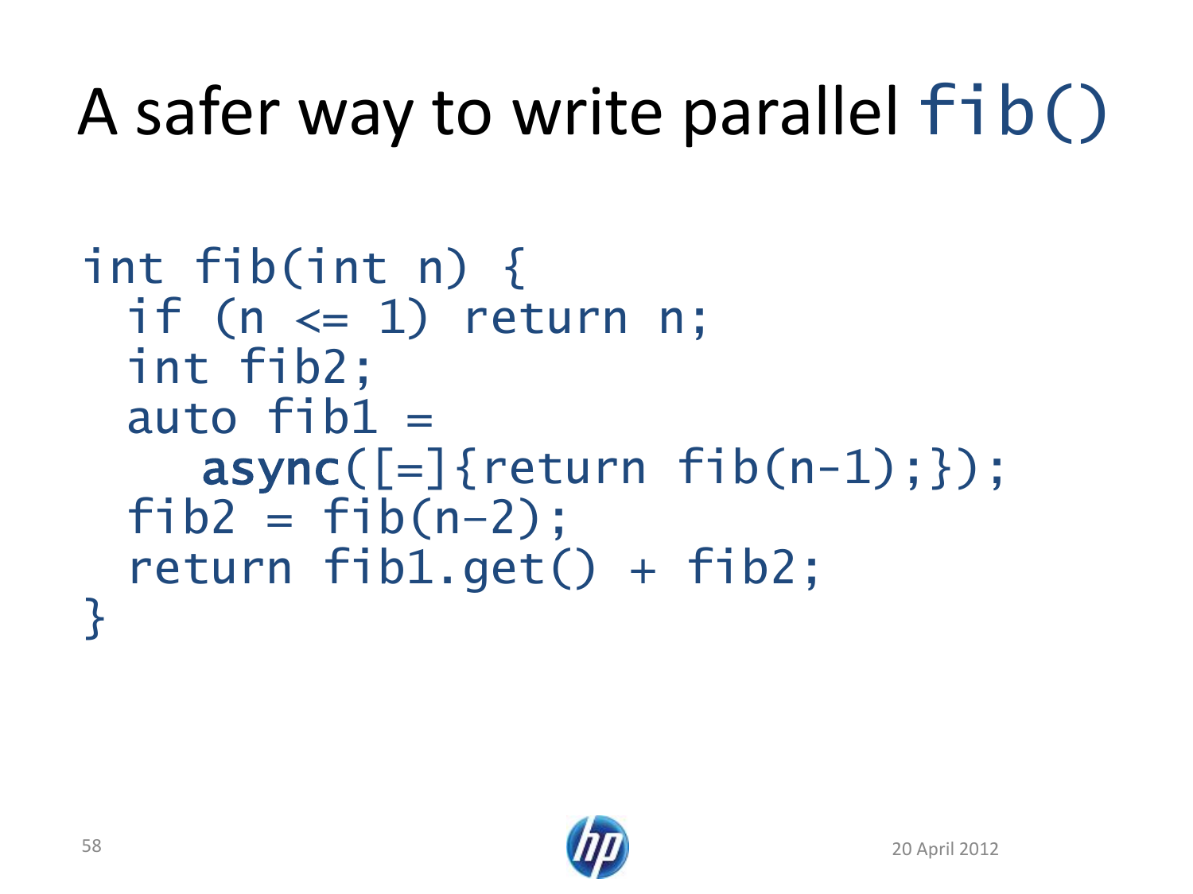# A safer way to write parallel `fib()`

```
int fib(int n) {
  if (n <= 1) return n;
  int fib2;
  auto fib1 =
     async([=]{return fib(n-1);});
  fib2 = fib(n-2);
  return fib1.get() + fib2;
}
```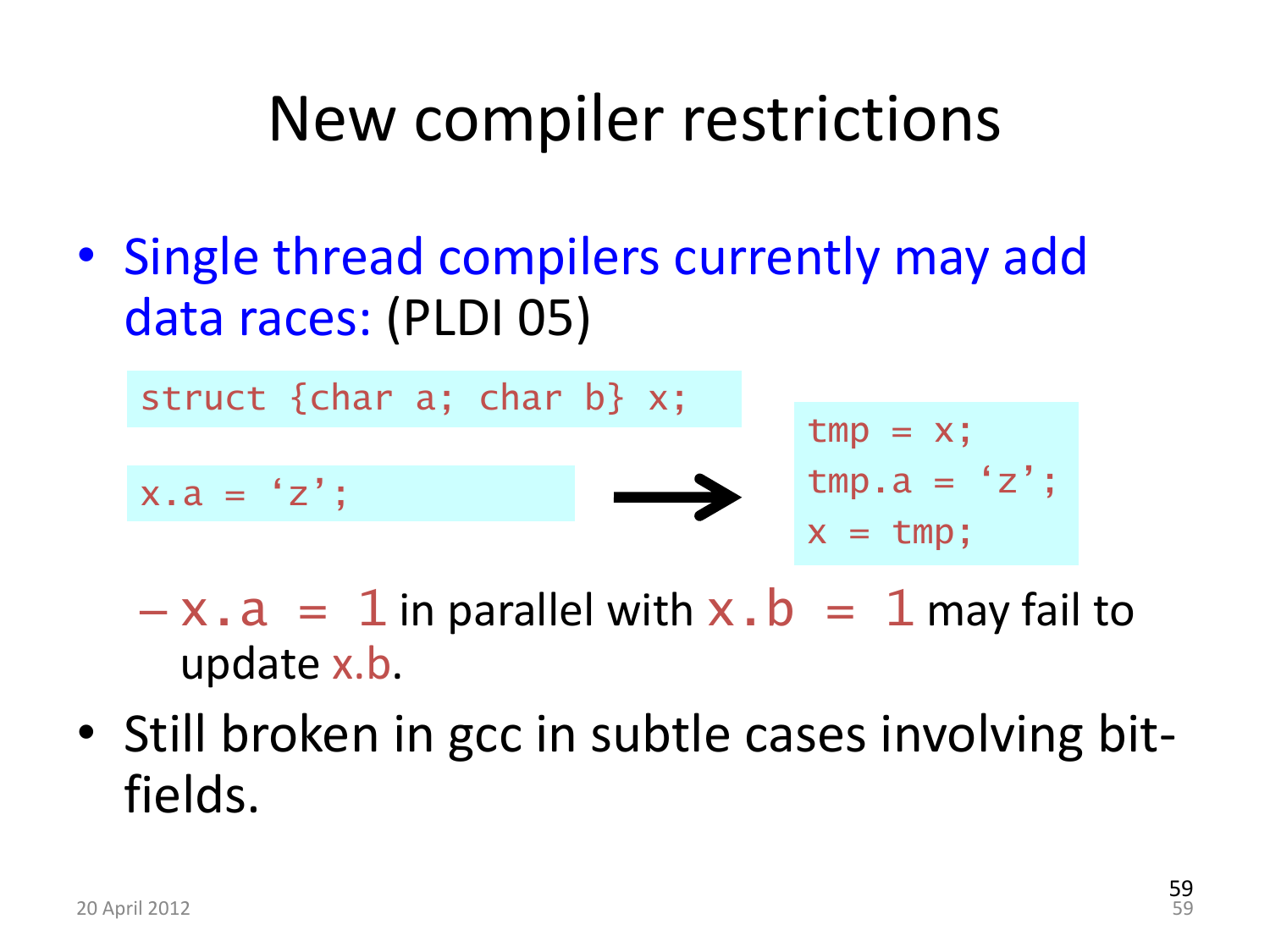# New compiler restrictions

- Single thread compilers currently may add data races: (PLDI 05)

```
struct {char a; char b} x;
```

```
x.a = 'z';
```

→

```
tmp = x;
tmp.a = 'z';
x = tmp;
```

  - `x.a = 1` in parallel with `x.b = 1` may fail to update x.b.

- Still broken in gcc in subtle cases involving bit-fields.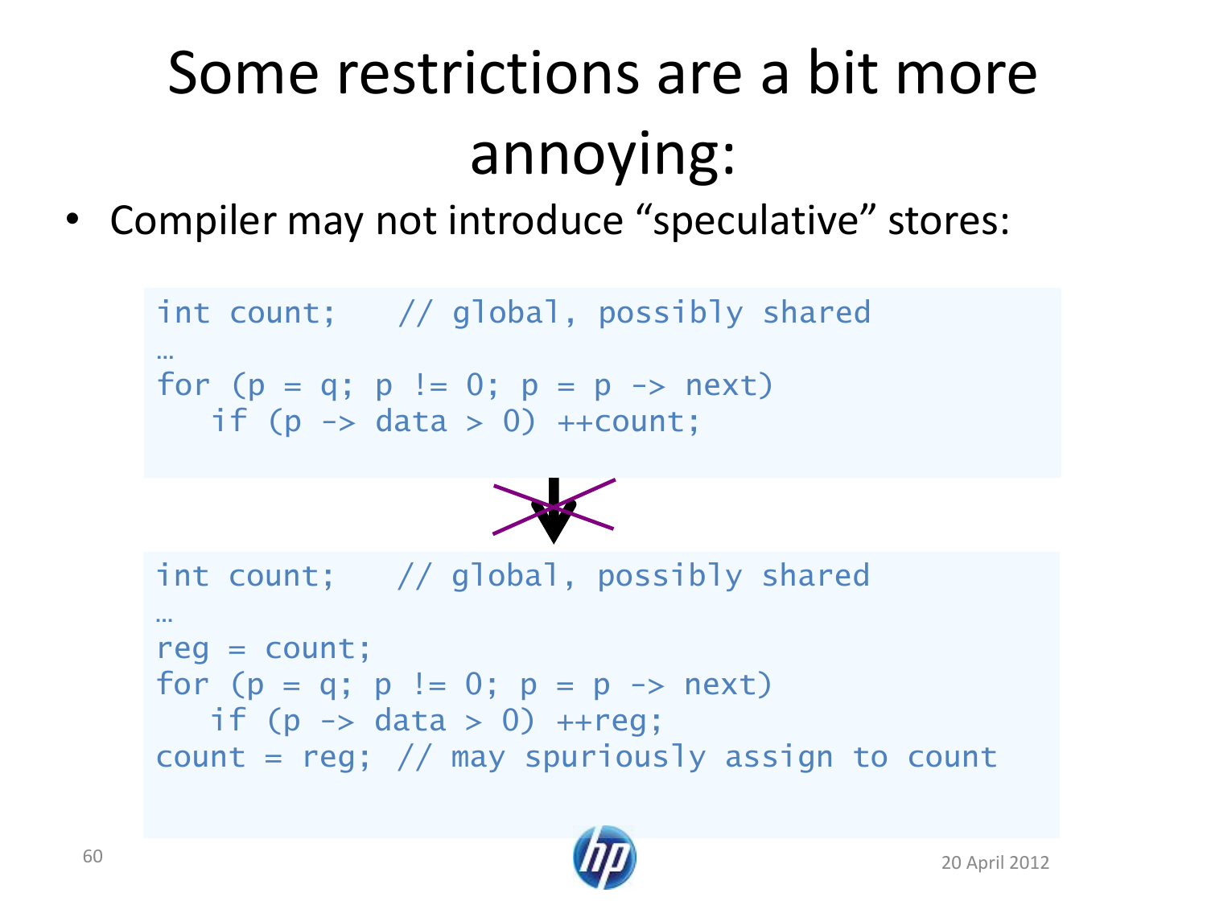# Some restrictions are a bit more annoying:

- Compiler may not introduce "speculative" stores:

```
int count;   // global, possibly shared
…
for (p = q; p != 0; p = p -> next)
   if (p -> data > 0) ++count;
```

```
int count;   // global, possibly shared
…
reg = count;
for (p = q; p != 0; p = p -> next)
   if (p -> data > 0) ++reg;
count = reg; // may spuriously assign to count
```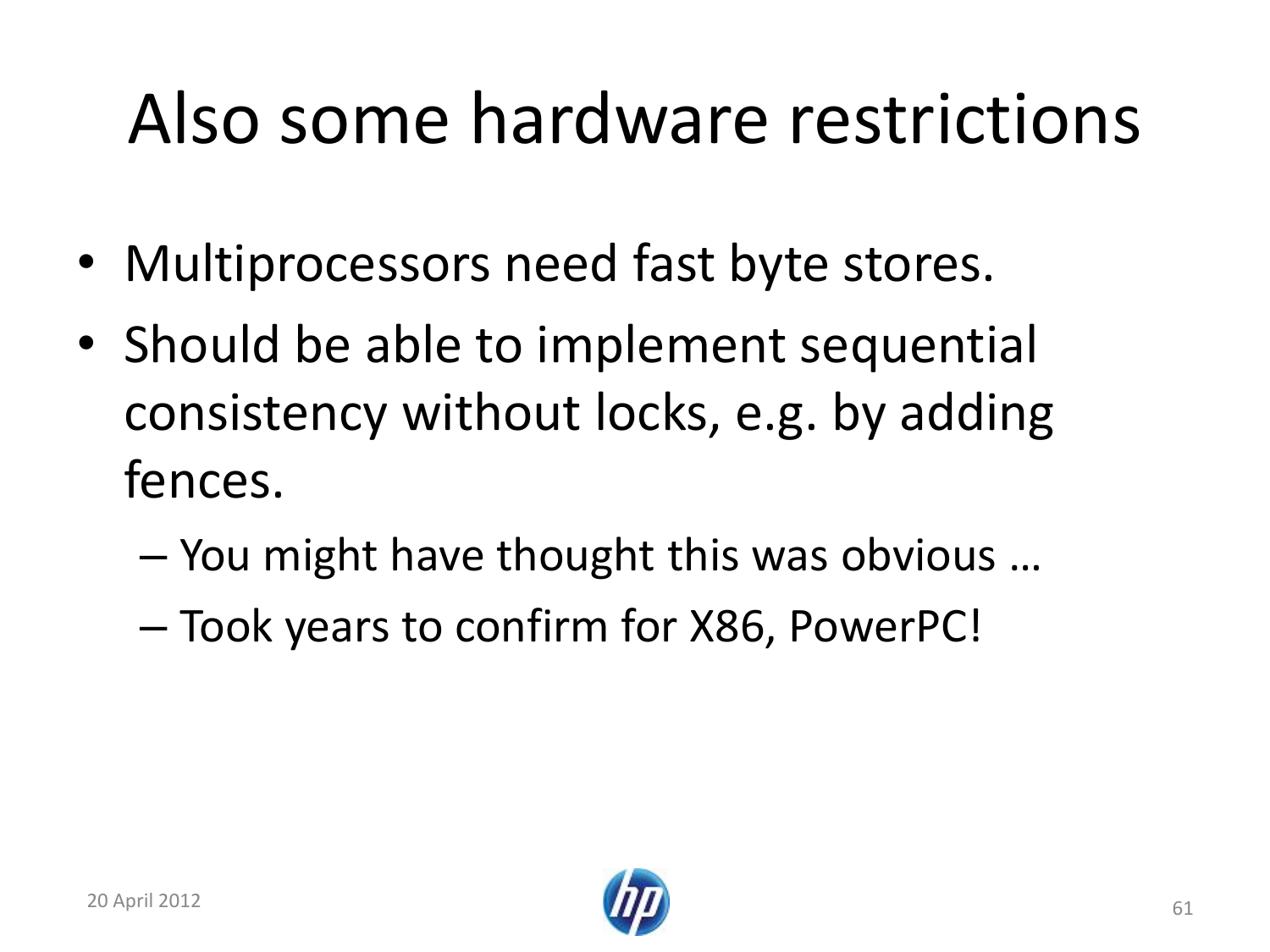# Also some hardware restrictions

- Multiprocessors need fast byte stores.
- Should be able to implement sequential consistency without locks, e.g. by adding fences.
  - You might have thought this was obvious …
  - Took years to confirm for X86, PowerPC!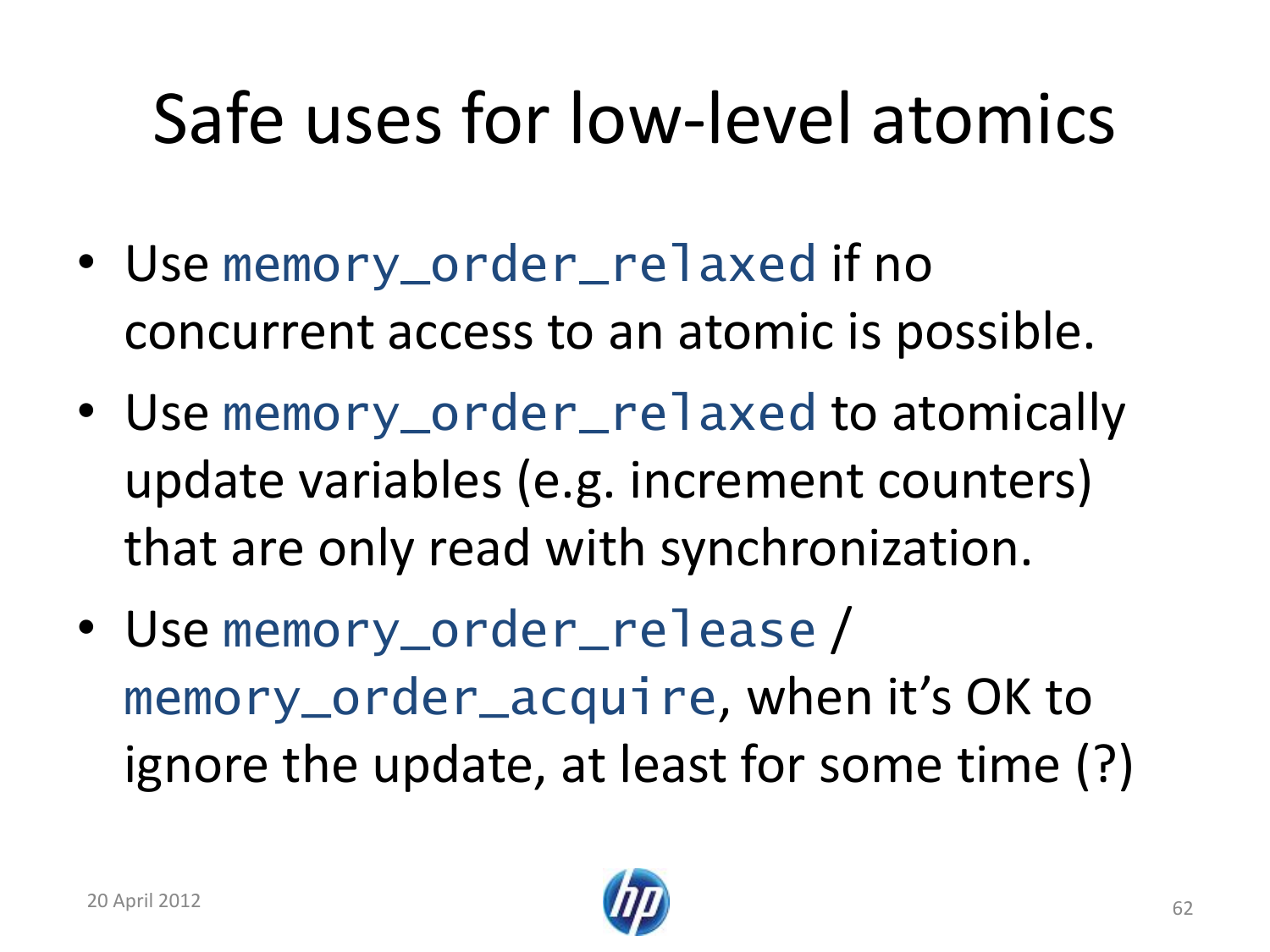# Safe uses for low-level atomics

- Use `memory_order_relaxed` if no concurrent access to an atomic is possible.
- Use `memory_order_relaxed` to atomically update variables (e.g. increment counters) that are only read with synchronization.
- Use `memory_order_release` / `memory_order_acquire`, when it's OK to ignore the update, at least for some time (?)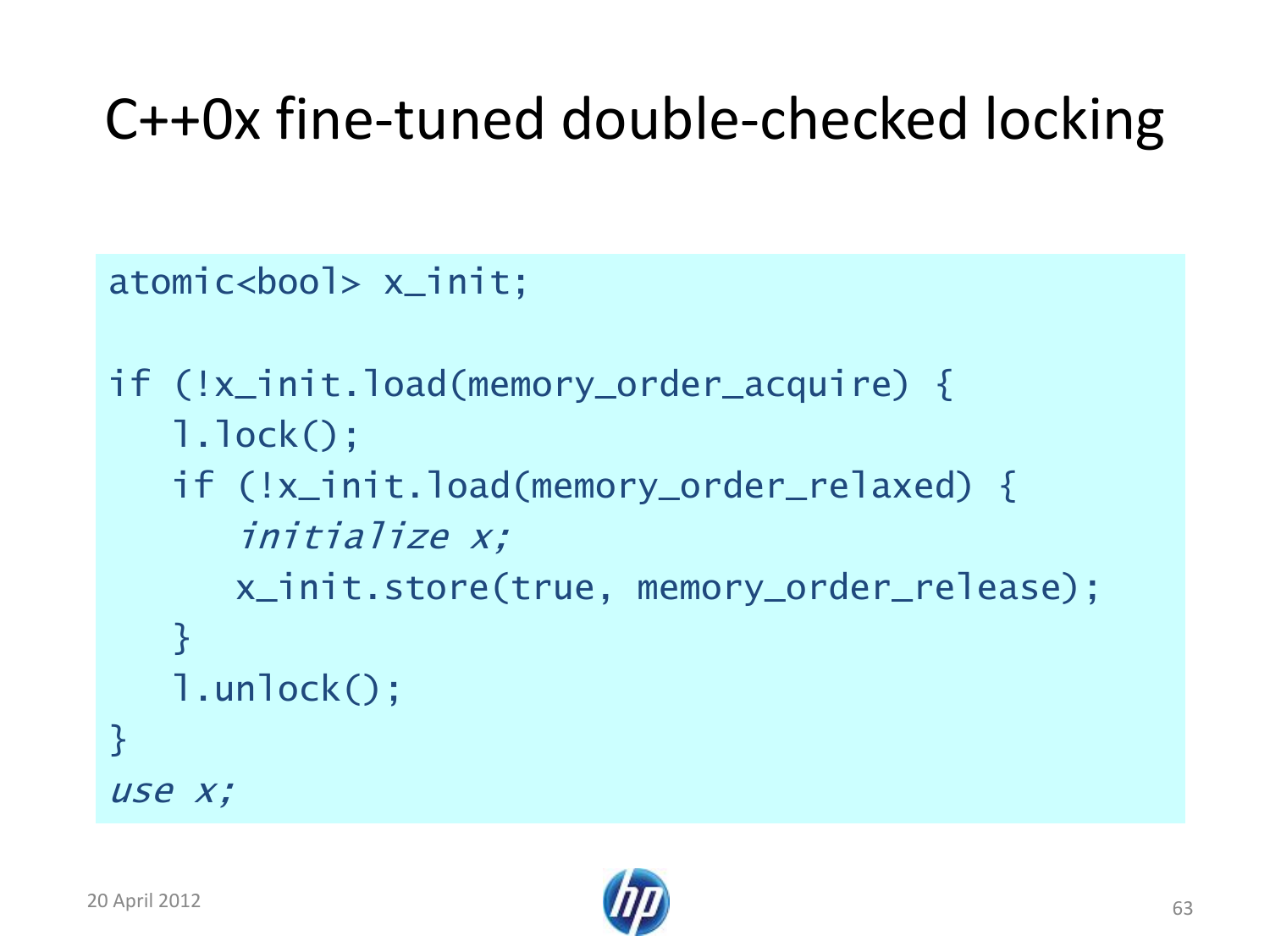# C++0x fine-tuned double-checked locking

```
atomic<bool> x_init;

if (!x_init.load(memory_order_acquire) {
   l.lock();
   if (!x_init.load(memory_order_relaxed) {
      initialize x;
      x_init.store(true, memory_order_release);
   }
   l.unlock();
}
use x;
```

20 April 2012